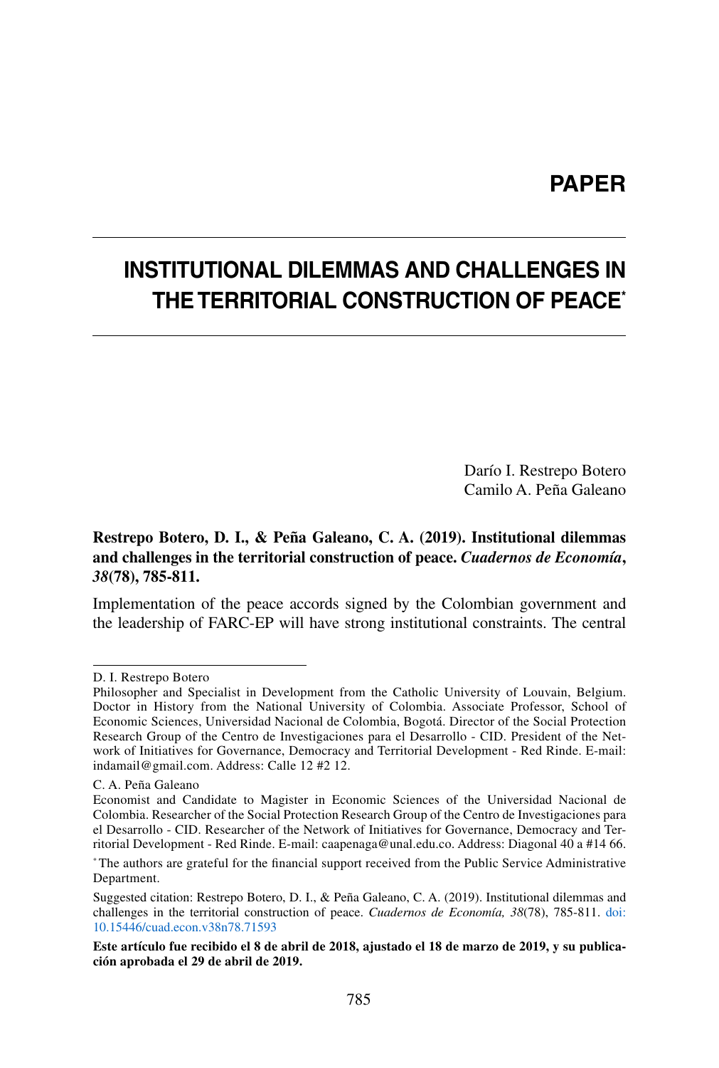**PAPER**

# INSTITUTIONAL DILEMMAS AND CHALLENGES IN THE TERRITORIAL CONSTRUCTION OF PEACE*

Darío I. Restrepo Botero
Camilo A. Peña Galeano

**Restrepo Botero, D. I., & Peña Galeano, C. A. (2019). Institutional dilemmas and challenges in the territorial construction of peace. *Cuadernos de Economía*, *38*(78), 785-811.**

Implementation of the peace accords signed by the Colombian government and the leadership of FARC-EP will have strong institutional constraints. The central

---

D. I. Restrepo Botero

Philosopher and Specialist in Development from the Catholic University of Louvain, Belgium. Doctor in History from the National University of Colombia. Associate Professor, School of Economic Sciences, Universidad Nacional de Colombia, Bogotá. Director of the Social Protection Research Group of the Centro de Investigaciones para el Desarrollo - CID. President of the Network of Initiatives for Governance, Democracy and Territorial Development - Red Rinde. E-mail: indamail@gmail.com. Address: Calle 12 #2 12.

C. A. Peña Galeano

Economist and Candidate to Magister in Economic Sciences of the Universidad Nacional de Colombia. Researcher of the Social Protection Research Group of the Centro de Investigaciones para el Desarrollo - CID. Researcher of the Network of Initiatives for Governance, Democracy and Territorial Development - Red Rinde. E-mail: caapenaga@unal.edu.co. Address: Diagonal 40 a #14 66.

*The authors are grateful for the financial support received from the Public Service Administrative Department.

Suggested citation: Restrepo Botero, D. I., & Peña Galeano, C. A. (2019). Institutional dilemmas and challenges in the territorial construction of peace. *Cuadernos de Economía, 38*(78), 785-811. doi: 10.15446/cuad.econ.v38n78.71593

**Este artículo fue recibido el 8 de abril de 2018, ajustado el 18 de marzo de 2019, y su publicación aprobada el 29 de abril de 2019.**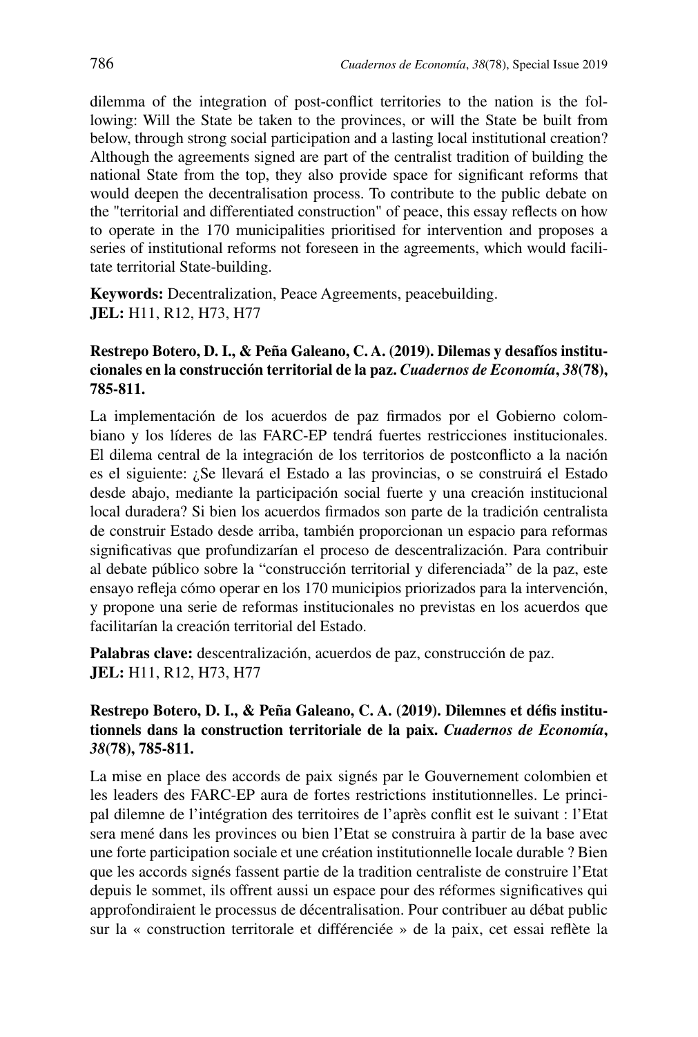dilemma of the integration of post-conflict territories to the nation is the following: Will the State be taken to the provinces, or will the State be built from below, through strong social participation and a lasting local institutional creation? Although the agreements signed are part of the centralist tradition of building the national State from the top, they also provide space for significant reforms that would deepen the decentralisation process. To contribute to the public debate on the "territorial and differentiated construction" of peace, this essay reflects on how to operate in the 170 municipalities prioritised for intervention and proposes a series of institutional reforms not foreseen in the agreements, which would facilitate territorial State-building.

**Keywords:** Decentralization, Peace Agreements, peacebuilding.
**JEL:** H11, R12, H73, H77

**Restrepo Botero, D. I., & Peña Galeano, C. A. (2019). Dilemas y desafíos institucionales en la construcción territorial de la paz. *Cuadernos de Economía*, *38*(78), 785-811.**

La implementación de los acuerdos de paz firmados por el Gobierno colombiano y los líderes de las FARC-EP tendrá fuertes restricciones institucionales. El dilema central de la integración de los territorios de postconflicto a la nación es el siguiente: ¿Se llevará el Estado a las provincias, o se construirá el Estado desde abajo, mediante la participación social fuerte y una creación institucional local duradera? Si bien los acuerdos firmados son parte de la tradición centralista de construir Estado desde arriba, también proporcionan un espacio para reformas significativas que profundizarían el proceso de descentralización. Para contribuir al debate público sobre la "construcción territorial y diferenciada" de la paz, este ensayo refleja cómo operar en los 170 municipios priorizados para la intervención, y propone una serie de reformas institucionales no previstas en los acuerdos que facilitarían la creación territorial del Estado.

**Palabras clave:** descentralización, acuerdos de paz, construcción de paz.
**JEL:** H11, R12, H73, H77

**Restrepo Botero, D. I., & Peña Galeano, C. A. (2019). Dilemnes et défis institutionnels dans la construction territoriale de la paix. *Cuadernos de Economía*, *38*(78), 785-811.**

La mise en place des accords de paix signés par le Gouvernement colombien et les leaders des FARC-EP aura de fortes restrictions institutionnelles. Le principal dilemne de l'intégration des territoires de l'après conflit est le suivant : l'Etat sera mené dans les provinces ou bien l'Etat se construira à partir de la base avec une forte participation sociale et une création institutionnelle locale durable ? Bien que les accords signés fassent partie de la tradition centraliste de construire l'Etat depuis le sommet, ils offrent aussi un espace pour des réformes significatives qui approfondiraient le processus de décentralisation. Pour contribuer au débat public sur la « construction territorale et différenciée » de la paix, cet essai reflète la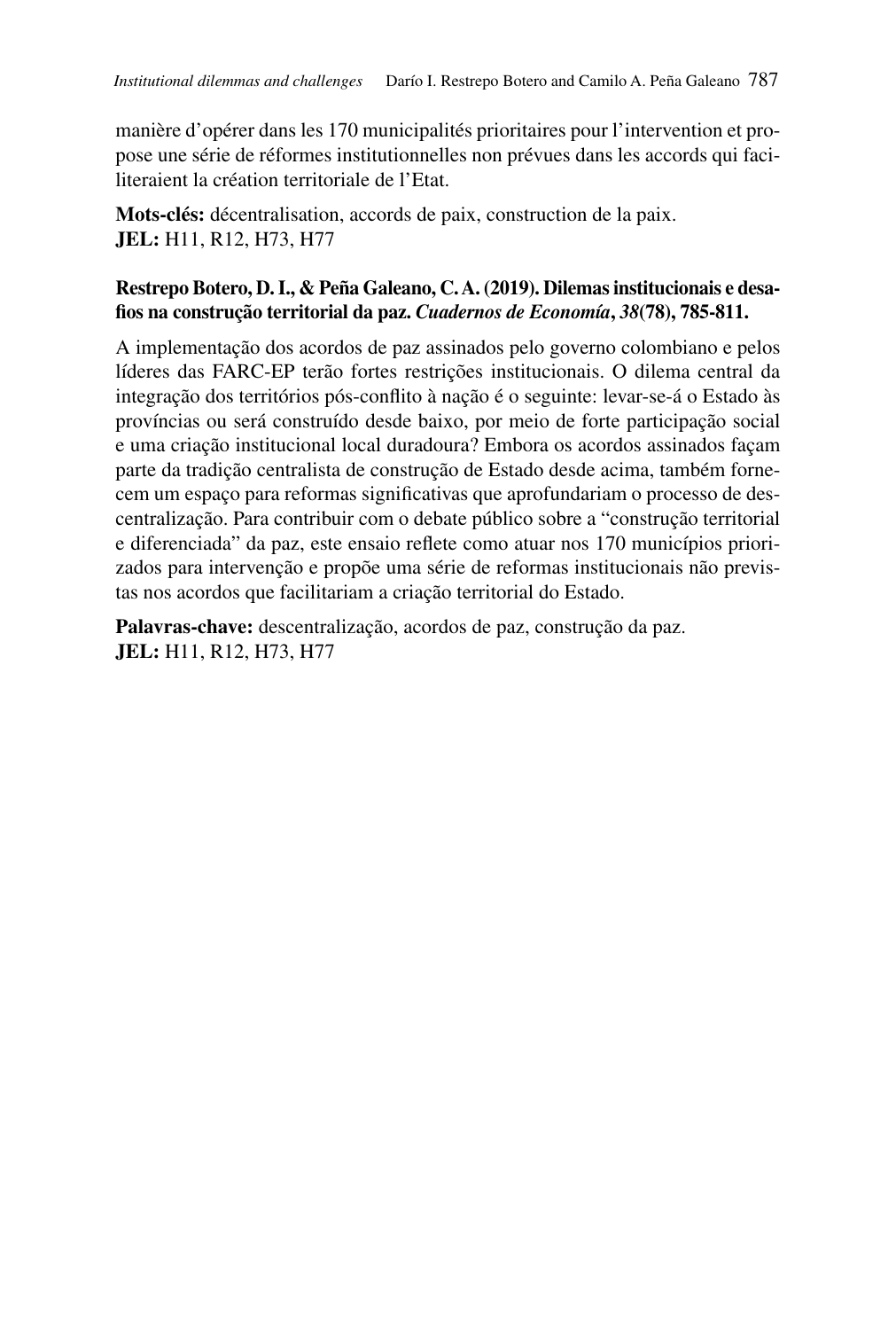manière d'opérer dans les 170 municipalités prioritaires pour l'intervention et propose une série de réformes institutionnelles non prévues dans les accords qui faciliteraient la création territoriale de l'Etat.

**Mots-clés:** décentralisation, accords de paix, construction de la paix.
**JEL:** H11, R12, H73, H77

**Restrepo Botero, D. I., & Peña Galeano, C. A. (2019). Dilemas institucionais e desafios na construção territorial da paz. *Cuadernos de Economía*, *38*(78), 785-811.**

A implementação dos acordos de paz assinados pelo governo colombiano e pelos líderes das FARC-EP terão fortes restrições institucionais. O dilema central da integração dos territórios pós-conflito à nação é o seguinte: levar-se-á o Estado às províncias ou será construído desde baixo, por meio de forte participação social e uma criação institucional local duradoura? Embora os acordos assinados façam parte da tradição centralista de construção de Estado desde acima, também fornecem um espaço para reformas significativas que aprofundariam o processo de descentralização. Para contribuir com o debate público sobre a "construção territorial e diferenciada" da paz, este ensaio reflete como atuar nos 170 municípios priorizados para intervenção e propõe uma série de reformas institucionais não previstas nos acordos que facilitariam a criação territorial do Estado.

**Palavras-chave:** descentralização, acordos de paz, construção da paz.
**JEL:** H11, R12, H73, H77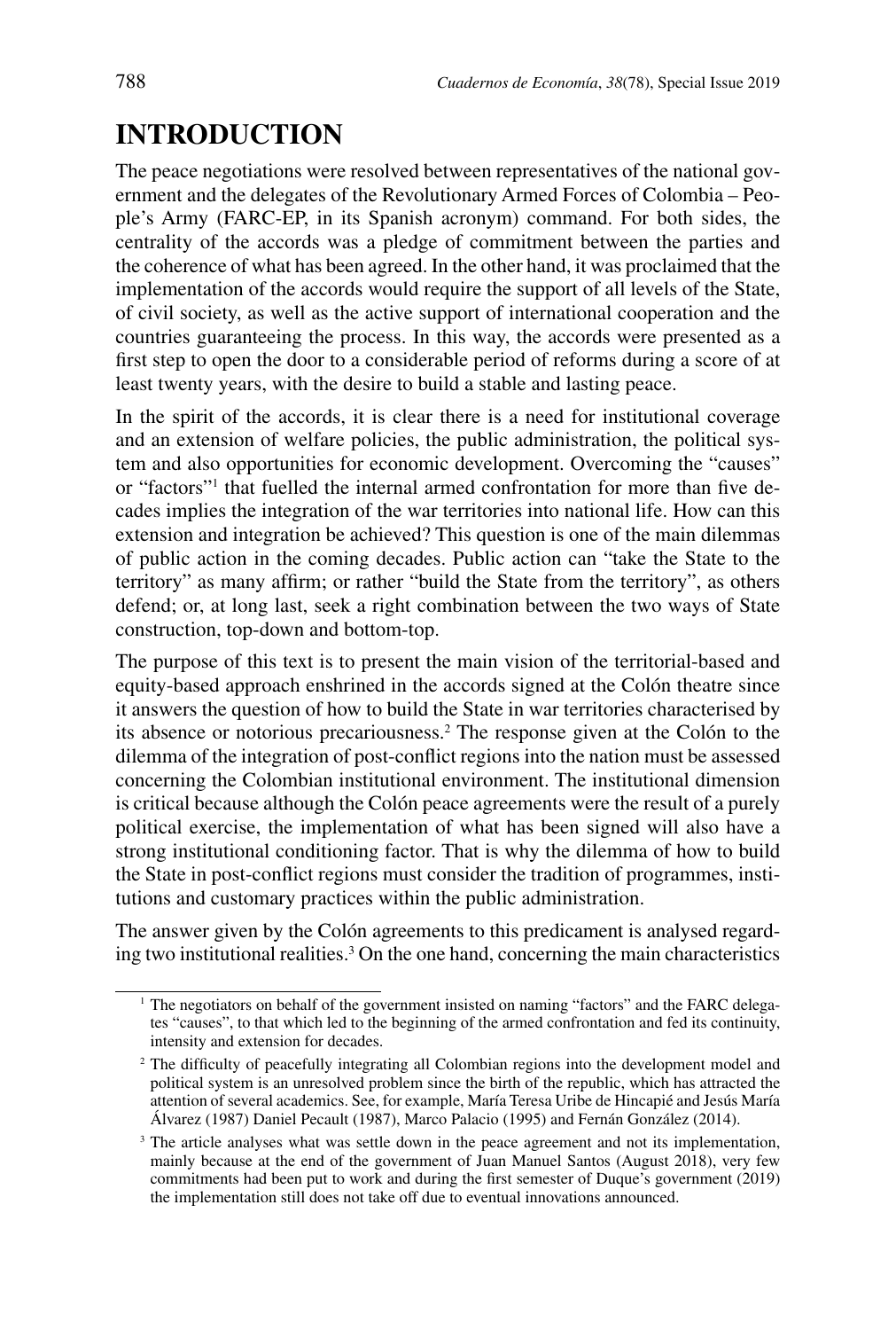# INTRODUCTION

The peace negotiations were resolved between representatives of the national government and the delegates of the Revolutionary Armed Forces of Colombia – People's Army (FARC-EP, in its Spanish acronym) command. For both sides, the centrality of the accords was a pledge of commitment between the parties and the coherence of what has been agreed. In the other hand, it was proclaimed that the implementation of the accords would require the support of all levels of the State, of civil society, as well as the active support of international cooperation and the countries guaranteeing the process. In this way, the accords were presented as a first step to open the door to a considerable period of reforms during a score of at least twenty years, with the desire to build a stable and lasting peace.

In the spirit of the accords, it is clear there is a need for institutional coverage and an extension of welfare policies, the public administration, the political system and also opportunities for economic development. Overcoming the "causes" or "factors"[1] that fuelled the internal armed confrontation for more than five decades implies the integration of the war territories into national life. How can this extension and integration be achieved? This question is one of the main dilemmas of public action in the coming decades. Public action can "take the State to the territory" as many affirm; or rather "build the State from the territory", as others defend; or, at long last, seek a right combination between the two ways of State construction, top-down and bottom-top.

The purpose of this text is to present the main vision of the territorial-based and equity-based approach enshrined in the accords signed at the Colón theatre since it answers the question of how to build the State in war territories characterised by its absence or notorious precariousness.[2] The response given at the Colón to the dilemma of the integration of post-conflict regions into the nation must be assessed concerning the Colombian institutional environment. The institutional dimension is critical because although the Colón peace agreements were the result of a purely political exercise, the implementation of what has been signed will also have a strong institutional conditioning factor. That is why the dilemma of how to build the State in post-conflict regions must consider the tradition of programmes, institutions and customary practices within the public administration.

The answer given by the Colón agreements to this predicament is analysed regarding two institutional realities.[3] On the one hand, concerning the main characteristics

---

[1] The negotiators on behalf of the government insisted on naming "factors" and the FARC delegates "causes", to that which led to the beginning of the armed confrontation and fed its continuity, intensity and extension for decades.

[2] The difficulty of peacefully integrating all Colombian regions into the development model and political system is an unresolved problem since the birth of the republic, which has attracted the attention of several academics. See, for example, María Teresa Uribe de Hincapié and Jesús María Álvarez (1987) Daniel Pecault (1987), Marco Palacio (1995) and Fernán González (2014).

[3] The article analyses what was settle down in the peace agreement and not its implementation, mainly because at the end of the government of Juan Manuel Santos (August 2018), very few commitments had been put to work and during the first semester of Duque's government (2019) the implementation still does not take off due to eventual innovations announced.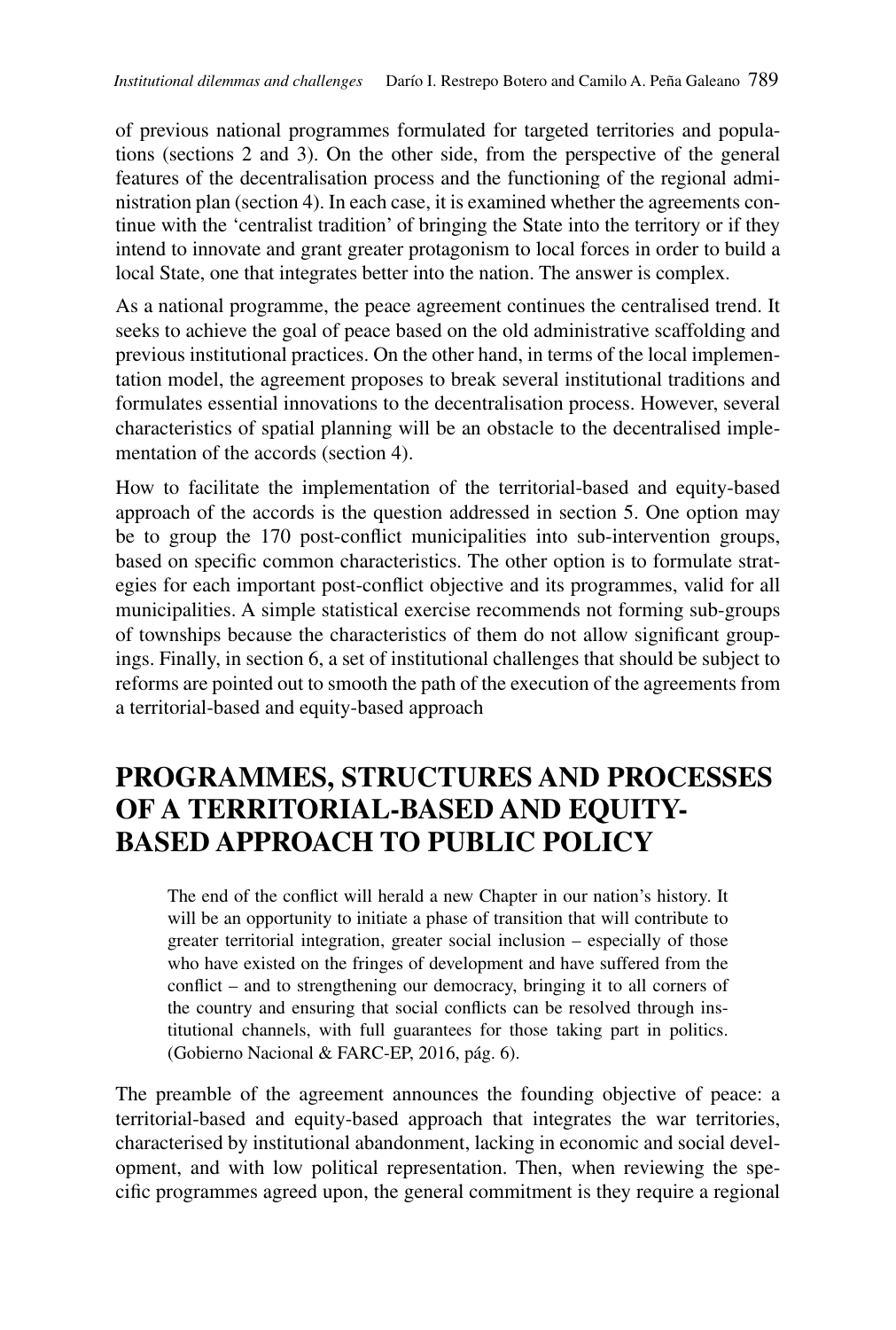of previous national programmes formulated for targeted territories and populations (sections 2 and 3). On the other side, from the perspective of the general features of the decentralisation process and the functioning of the regional administration plan (section 4). In each case, it is examined whether the agreements continue with the 'centralist tradition' of bringing the State into the territory or if they intend to innovate and grant greater protagonism to local forces in order to build a local State, one that integrates better into the nation. The answer is complex.

As a national programme, the peace agreement continues the centralised trend. It seeks to achieve the goal of peace based on the old administrative scaffolding and previous institutional practices. On the other hand, in terms of the local implementation model, the agreement proposes to break several institutional traditions and formulates essential innovations to the decentralisation process. However, several characteristics of spatial planning will be an obstacle to the decentralised implementation of the accords (section 4).

How to facilitate the implementation of the territorial-based and equity-based approach of the accords is the question addressed in section 5. One option may be to group the 170 post-conflict municipalities into sub-intervention groups, based on specific common characteristics. The other option is to formulate strategies for each important post-conflict objective and its programmes, valid for all municipalities. A simple statistical exercise recommends not forming sub-groups of townships because the characteristics of them do not allow significant groupings. Finally, in section 6, a set of institutional challenges that should be subject to reforms are pointed out to smooth the path of the execution of the agreements from a territorial-based and equity-based approach

# PROGRAMMES, STRUCTURES AND PROCESSES OF A TERRITORIAL-BASED AND EQUITY-BASED APPROACH TO PUBLIC POLICY

> The end of the conflict will herald a new Chapter in our nation's history. It will be an opportunity to initiate a phase of transition that will contribute to greater territorial integration, greater social inclusion – especially of those who have existed on the fringes of development and have suffered from the conflict – and to strengthening our democracy, bringing it to all corners of the country and ensuring that social conflicts can be resolved through institutional channels, with full guarantees for those taking part in politics. (Gobierno Nacional & FARC-EP, 2016, pág. 6).

The preamble of the agreement announces the founding objective of peace: a territorial-based and equity-based approach that integrates the war territories, characterised by institutional abandonment, lacking in economic and social development, and with low political representation. Then, when reviewing the specific programmes agreed upon, the general commitment is they require a regional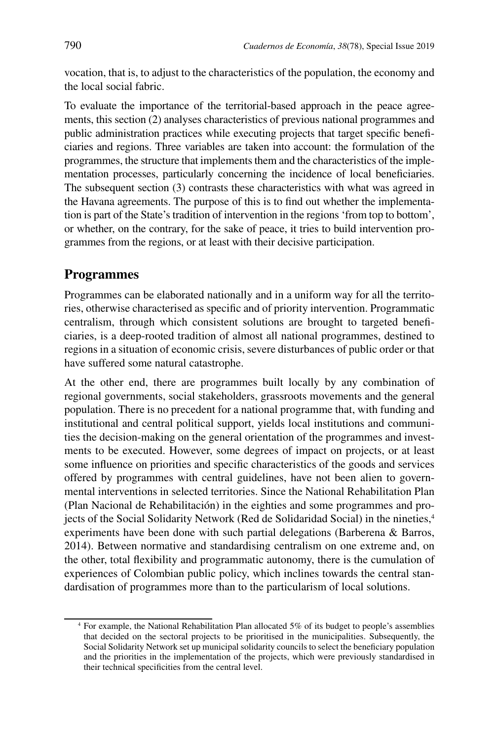vocation, that is, to adjust to the characteristics of the population, the economy and the local social fabric.

To evaluate the importance of the territorial-based approach in the peace agreements, this section (2) analyses characteristics of previous national programmes and public administration practices while executing projects that target specific beneficiaries and regions. Three variables are taken into account: the formulation of the programmes, the structure that implements them and the characteristics of the implementation processes, particularly concerning the incidence of local beneficiaries. The subsequent section (3) contrasts these characteristics with what was agreed in the Havana agreements. The purpose of this is to find out whether the implementation is part of the State's tradition of intervention in the regions 'from top to bottom', or whether, on the contrary, for the sake of peace, it tries to build intervention programmes from the regions, or at least with their decisive participation.

## Programmes

Programmes can be elaborated nationally and in a uniform way for all the territories, otherwise characterised as specific and of priority intervention. Programmatic centralism, through which consistent solutions are brought to targeted beneficiaries, is a deep-rooted tradition of almost all national programmes, destined to regions in a situation of economic crisis, severe disturbances of public order or that have suffered some natural catastrophe.

At the other end, there are programmes built locally by any combination of regional governments, social stakeholders, grassroots movements and the general population. There is no precedent for a national programme that, with funding and institutional and central political support, yields local institutions and communities the decision-making on the general orientation of the programmes and investments to be executed. However, some degrees of impact on projects, or at least some influence on priorities and specific characteristics of the goods and services offered by programmes with central guidelines, have not been alien to governmental interventions in selected territories. Since the National Rehabilitation Plan (Plan Nacional de Rehabilitación) in the eighties and some programmes and projects of the Social Solidarity Network (Red de Solidaridad Social) in the nineties,[4] experiments have been done with such partial delegations (Barberena & Barros, 2014). Between normative and standardising centralism on one extreme and, on the other, total flexibility and programmatic autonomy, there is the cumulation of experiences of Colombian public policy, which inclines towards the central standardisation of programmes more than to the particularism of local solutions.

[4] For example, the National Rehabilitation Plan allocated 5% of its budget to people's assemblies that decided on the sectoral projects to be prioritised in the municipalities. Subsequently, the Social Solidarity Network set up municipal solidarity councils to select the beneficiary population and the priorities in the implementation of the projects, which were previously standardised in their technical specificities from the central level.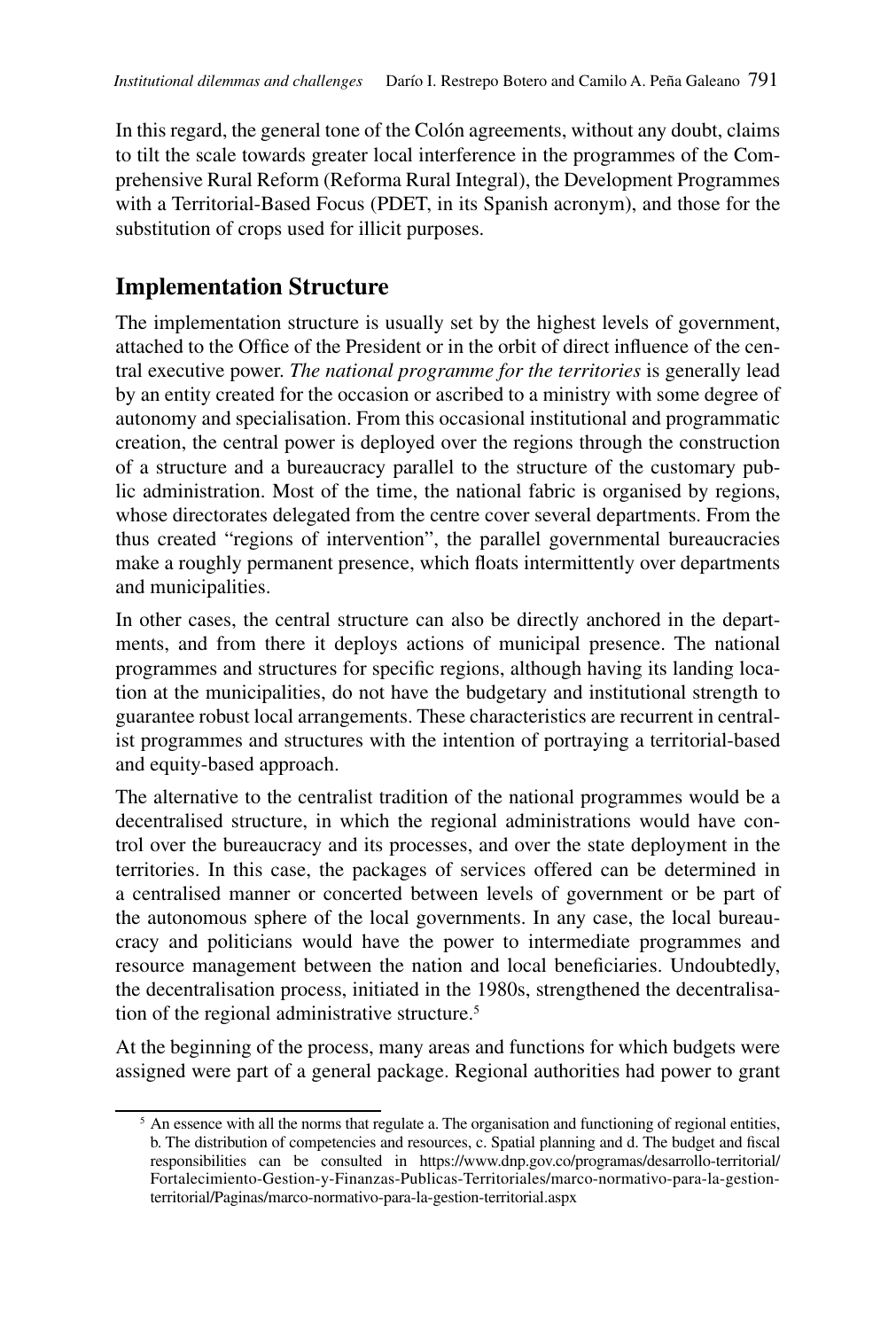In this regard, the general tone of the Colón agreements, without any doubt, claims to tilt the scale towards greater local interference in the programmes of the Comprehensive Rural Reform (Reforma Rural Integral), the Development Programmes with a Territorial-Based Focus (PDET, in its Spanish acronym), and those for the substitution of crops used for illicit purposes.

## Implementation Structure

The implementation structure is usually set by the highest levels of government, attached to the Office of the President or in the orbit of direct influence of the central executive power. *The national programme for the territories* is generally lead by an entity created for the occasion or ascribed to a ministry with some degree of autonomy and specialisation. From this occasional institutional and programmatic creation, the central power is deployed over the regions through the construction of a structure and a bureaucracy parallel to the structure of the customary public administration. Most of the time, the national fabric is organised by regions, whose directorates delegated from the centre cover several departments. From the thus created "regions of intervention", the parallel governmental bureaucracies make a roughly permanent presence, which floats intermittently over departments and municipalities.

In other cases, the central structure can also be directly anchored in the departments, and from there it deploys actions of municipal presence. The national programmes and structures for specific regions, although having its landing location at the municipalities, do not have the budgetary and institutional strength to guarantee robust local arrangements. These characteristics are recurrent in centralist programmes and structures with the intention of portraying a territorial-based and equity-based approach.

The alternative to the centralist tradition of the national programmes would be a decentralised structure, in which the regional administrations would have control over the bureaucracy and its processes, and over the state deployment in the territories. In this case, the packages of services offered can be determined in a centralised manner or concerted between levels of government or be part of the autonomous sphere of the local governments. In any case, the local bureaucracy and politicians would have the power to intermediate programmes and resource management between the nation and local beneficiaries. Undoubtedly, the decentralisation process, initiated in the 1980s, strengthened the decentralisation of the regional administrative structure.[5]

At the beginning of the process, many areas and functions for which budgets were assigned were part of a general package. Regional authorities had power to grant

[5] An essence with all the norms that regulate a. The organisation and functioning of regional entities, b. The distribution of competencies and resources, c. Spatial planning and d. The budget and fiscal responsibilities can be consulted in https://www.dnp.gov.co/programas/desarrollo-territorial/Fortalecimiento-Gestion-y-Finanzas-Publicas-Territoriales/marco-normativo-para-la-gestion-territorial/Paginas/marco-normativo-para-la-gestion-territorial.aspx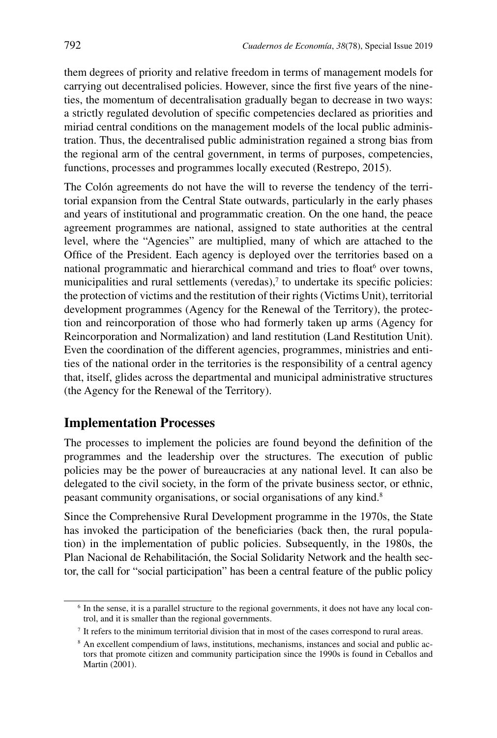them degrees of priority and relative freedom in terms of management models for carrying out decentralised policies. However, since the first five years of the nineties, the momentum of decentralisation gradually began to decrease in two ways: a strictly regulated devolution of specific competencies declared as priorities and miriad central conditions on the management models of the local public administration. Thus, the decentralised public administration regained a strong bias from the regional arm of the central government, in terms of purposes, competencies, functions, processes and programmes locally executed (Restrepo, 2015).

The Colón agreements do not have the will to reverse the tendency of the territorial expansion from the Central State outwards, particularly in the early phases and years of institutional and programmatic creation. On the one hand, the peace agreement programmes are national, assigned to state authorities at the central level, where the "Agencies" are multiplied, many of which are attached to the Office of the President. Each agency is deployed over the territories based on a national programmatic and hierarchical command and tries to float[6] over towns, municipalities and rural settlements (veredas),[7] to undertake its specific policies: the protection of victims and the restitution of their rights (Victims Unit), territorial development programmes (Agency for the Renewal of the Territory), the protection and reincorporation of those who had formerly taken up arms (Agency for Reincorporation and Normalization) and land restitution (Land Restitution Unit). Even the coordination of the different agencies, programmes, ministries and entities of the national order in the territories is the responsibility of a central agency that, itself, glides across the departmental and municipal administrative structures (the Agency for the Renewal of the Territory).

## Implementation Processes

The processes to implement the policies are found beyond the definition of the programmes and the leadership over the structures. The execution of public policies may be the power of bureaucracies at any national level. It can also be delegated to the civil society, in the form of the private business sector, or ethnic, peasant community organisations, or social organisations of any kind.[8]

Since the Comprehensive Rural Development programme in the 1970s, the State has invoked the participation of the beneficiaries (back then, the rural population) in the implementation of public policies. Subsequently, in the 1980s, the Plan Nacional de Rehabilitación, the Social Solidarity Network and the health sector, the call for "social participation" has been a central feature of the public policy

---

[6] In the sense, it is a parallel structure to the regional governments, it does not have any local control, and it is smaller than the regional governments.

[7] It refers to the minimum territorial division that in most of the cases correspond to rural areas.

[8] An excellent compendium of laws, institutions, mechanisms, instances and social and public actors that promote citizen and community participation since the 1990s is found in Ceballos and Martin (2001).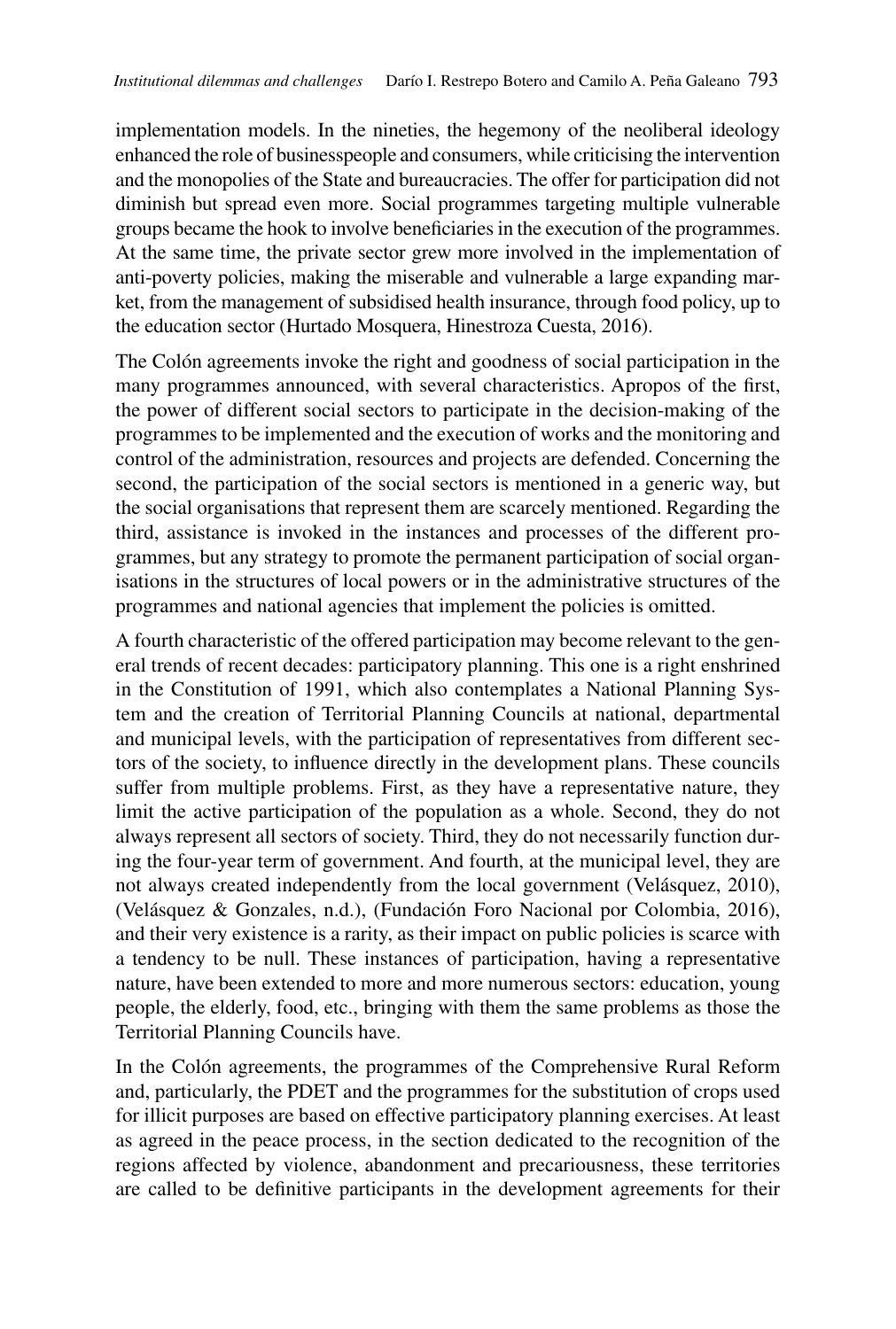implementation models. In the nineties, the hegemony of the neoliberal ideology enhanced the role of businesspeople and consumers, while criticising the intervention and the monopolies of the State and bureaucracies. The offer for participation did not diminish but spread even more. Social programmes targeting multiple vulnerable groups became the hook to involve beneficiaries in the execution of the programmes. At the same time, the private sector grew more involved in the implementation of anti-poverty policies, making the miserable and vulnerable a large expanding market, from the management of subsidised health insurance, through food policy, up to the education sector (Hurtado Mosquera, Hinestroza Cuesta, 2016).

The Colón agreements invoke the right and goodness of social participation in the many programmes announced, with several characteristics. Apropos of the first, the power of different social sectors to participate in the decision-making of the programmes to be implemented and the execution of works and the monitoring and control of the administration, resources and projects are defended. Concerning the second, the participation of the social sectors is mentioned in a generic way, but the social organisations that represent them are scarcely mentioned. Regarding the third, assistance is invoked in the instances and processes of the different programmes, but any strategy to promote the permanent participation of social organisations in the structures of local powers or in the administrative structures of the programmes and national agencies that implement the policies is omitted.

A fourth characteristic of the offered participation may become relevant to the general trends of recent decades: participatory planning. This one is a right enshrined in the Constitution of 1991, which also contemplates a National Planning System and the creation of Territorial Planning Councils at national, departmental and municipal levels, with the participation of representatives from different sectors of the society, to influence directly in the development plans. These councils suffer from multiple problems. First, as they have a representative nature, they limit the active participation of the population as a whole. Second, they do not always represent all sectors of society. Third, they do not necessarily function during the four-year term of government. And fourth, at the municipal level, they are not always created independently from the local government (Velásquez, 2010), (Velásquez & Gonzales, n.d.), (Fundación Foro Nacional por Colombia, 2016), and their very existence is a rarity, as their impact on public policies is scarce with a tendency to be null. These instances of participation, having a representative nature, have been extended to more and more numerous sectors: education, young people, the elderly, food, etc., bringing with them the same problems as those the Territorial Planning Councils have.

In the Colón agreements, the programmes of the Comprehensive Rural Reform and, particularly, the PDET and the programmes for the substitution of crops used for illicit purposes are based on effective participatory planning exercises. At least as agreed in the peace process, in the section dedicated to the recognition of the regions affected by violence, abandonment and precariousness, these territories are called to be definitive participants in the development agreements for their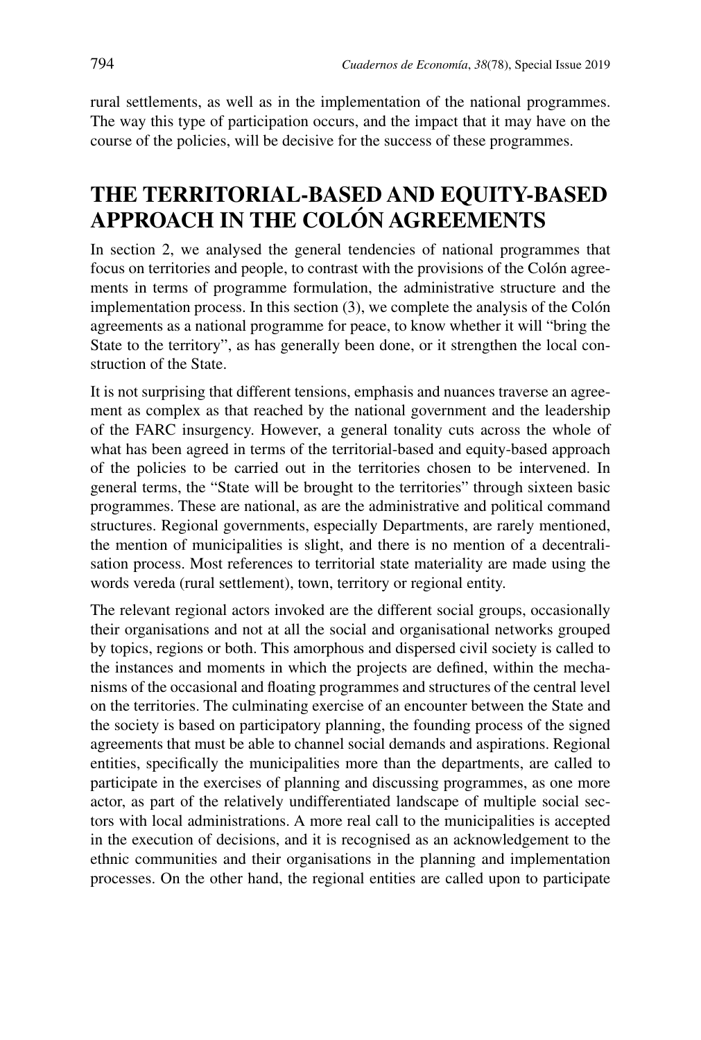rural settlements, as well as in the implementation of the national programmes. The way this type of participation occurs, and the impact that it may have on the course of the policies, will be decisive for the success of these programmes.

## THE TERRITORIAL-BASED AND EQUITY-BASED APPROACH IN THE COLÓN AGREEMENTS

In section 2, we analysed the general tendencies of national programmes that focus on territories and people, to contrast with the provisions of the Colón agreements in terms of programme formulation, the administrative structure and the implementation process. In this section (3), we complete the analysis of the Colón agreements as a national programme for peace, to know whether it will "bring the State to the territory", as has generally been done, or it strengthen the local construction of the State.

It is not surprising that different tensions, emphasis and nuances traverse an agreement as complex as that reached by the national government and the leadership of the FARC insurgency. However, a general tonality cuts across the whole of what has been agreed in terms of the territorial-based and equity-based approach of the policies to be carried out in the territories chosen to be intervened. In general terms, the "State will be brought to the territories" through sixteen basic programmes. These are national, as are the administrative and political command structures. Regional governments, especially Departments, are rarely mentioned, the mention of municipalities is slight, and there is no mention of a decentralisation process. Most references to territorial state materiality are made using the words vereda (rural settlement), town, territory or regional entity.

The relevant regional actors invoked are the different social groups, occasionally their organisations and not at all the social and organisational networks grouped by topics, regions or both. This amorphous and dispersed civil society is called to the instances and moments in which the projects are defined, within the mechanisms of the occasional and floating programmes and structures of the central level on the territories. The culminating exercise of an encounter between the State and the society is based on participatory planning, the founding process of the signed agreements that must be able to channel social demands and aspirations. Regional entities, specifically the municipalities more than the departments, are called to participate in the exercises of planning and discussing programmes, as one more actor, as part of the relatively undifferentiated landscape of multiple social sectors with local administrations. A more real call to the municipalities is accepted in the execution of decisions, and it is recognised as an acknowledgement to the ethnic communities and their organisations in the planning and implementation processes. On the other hand, the regional entities are called upon to participate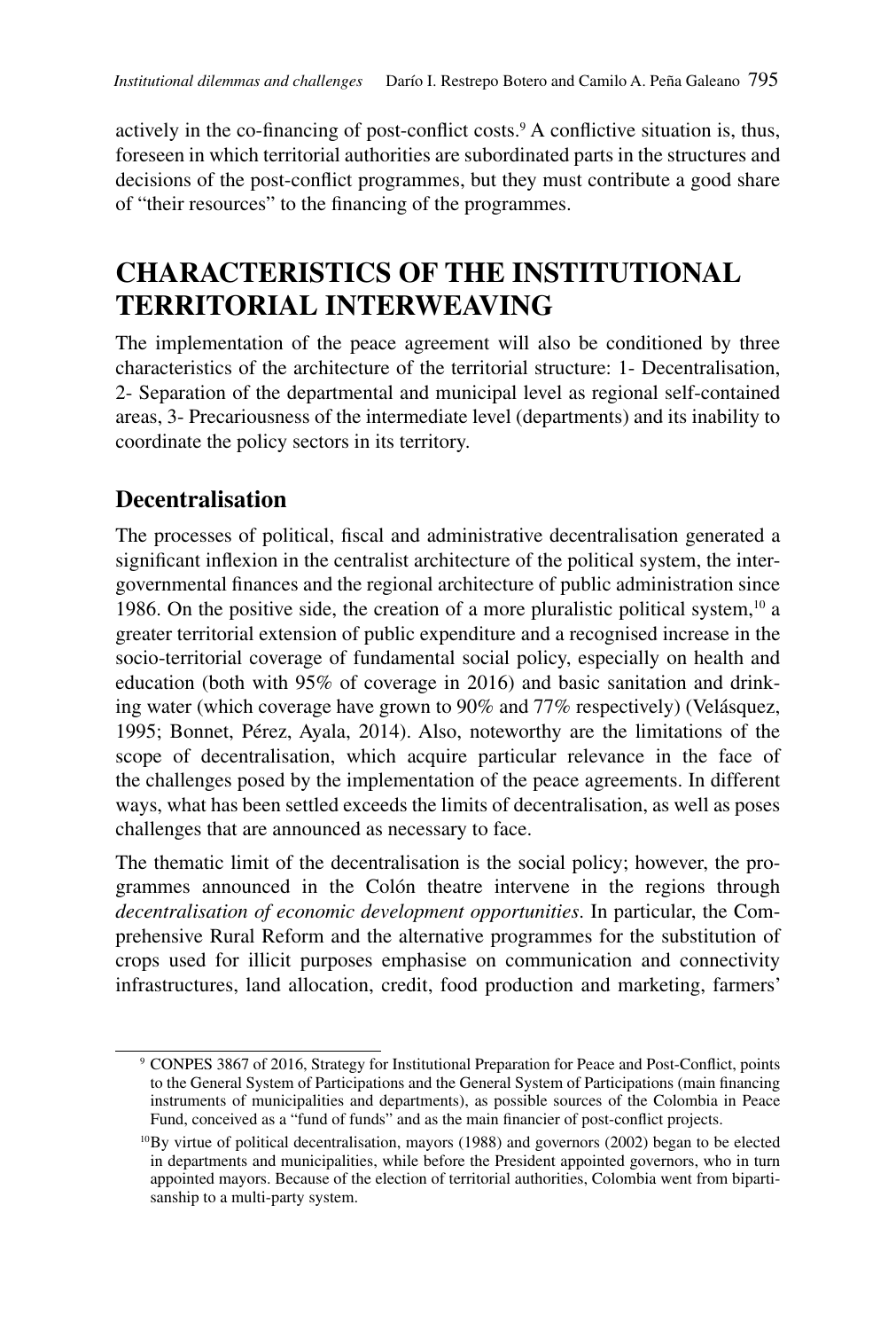actively in the co-financing of post-conflict costs.[9] A conflictive situation is, thus, foreseen in which territorial authorities are subordinated parts in the structures and decisions of the post-conflict programmes, but they must contribute a good share of "their resources" to the financing of the programmes.

## CHARACTERISTICS OF THE INSTITUTIONAL TERRITORIAL INTERWEAVING

The implementation of the peace agreement will also be conditioned by three characteristics of the architecture of the territorial structure: 1- Decentralisation, 2- Separation of the departmental and municipal level as regional self-contained areas, 3- Precariousness of the intermediate level (departments) and its inability to coordinate the policy sectors in its territory.

### Decentralisation

The processes of political, fiscal and administrative decentralisation generated a significant inflexion in the centralist architecture of the political system, the intergovernmental finances and the regional architecture of public administration since 1986. On the positive side, the creation of a more pluralistic political system,[10] a greater territorial extension of public expenditure and a recognised increase in the socio-territorial coverage of fundamental social policy, especially on health and education (both with 95% of coverage in 2016) and basic sanitation and drinking water (which coverage have grown to 90% and 77% respectively) (Velásquez, 1995; Bonnet, Pérez, Ayala, 2014). Also, noteworthy are the limitations of the scope of decentralisation, which acquire particular relevance in the face of the challenges posed by the implementation of the peace agreements. In different ways, what has been settled exceeds the limits of decentralisation, as well as poses challenges that are announced as necessary to face.

The thematic limit of the decentralisation is the social policy; however, the programmes announced in the Colón theatre intervene in the regions through *decentralisation of economic development opportunities*. In particular, the Comprehensive Rural Reform and the alternative programmes for the substitution of crops used for illicit purposes emphasise on communication and connectivity infrastructures, land allocation, credit, food production and marketing, farmers'

---

[9] CONPES 3867 of 2016, Strategy for Institutional Preparation for Peace and Post-Conflict, points to the General System of Participations and the General System of Participations (main financing instruments of municipalities and departments), as possible sources of the Colombia in Peace Fund, conceived as a "fund of funds" and as the main financier of post-conflict projects.

[10] By virtue of political decentralisation, mayors (1988) and governors (2002) began to be elected in departments and municipalities, while before the President appointed governors, who in turn appointed mayors. Because of the election of territorial authorities, Colombia went from bipartisanship to a multi-party system.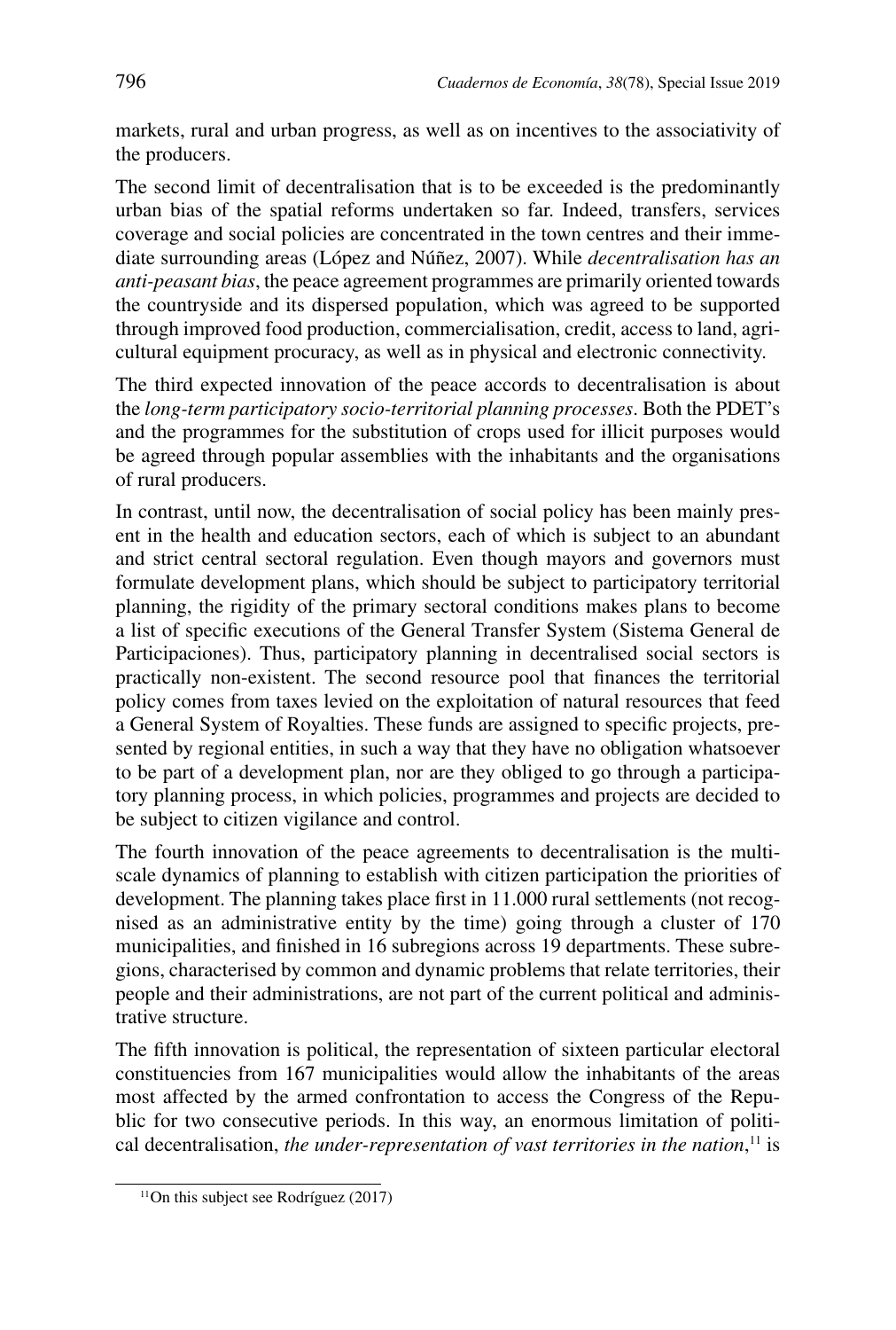markets, rural and urban progress, as well as on incentives to the associativity of the producers.

The second limit of decentralisation that is to be exceeded is the predominantly urban bias of the spatial reforms undertaken so far. Indeed, transfers, services coverage and social policies are concentrated in the town centres and their immediate surrounding areas (López and Núñez, 2007). While *decentralisation has an anti-peasant bias*, the peace agreement programmes are primarily oriented towards the countryside and its dispersed population, which was agreed to be supported through improved food production, commercialisation, credit, access to land, agricultural equipment procuracy, as well as in physical and electronic connectivity.

The third expected innovation of the peace accords to decentralisation is about the *long-term participatory socio-territorial planning processes*. Both the PDET's and the programmes for the substitution of crops used for illicit purposes would be agreed through popular assemblies with the inhabitants and the organisations of rural producers.

In contrast, until now, the decentralisation of social policy has been mainly present in the health and education sectors, each of which is subject to an abundant and strict central sectoral regulation. Even though mayors and governors must formulate development plans, which should be subject to participatory territorial planning, the rigidity of the primary sectoral conditions makes plans to become a list of specific executions of the General Transfer System (Sistema General de Participaciones). Thus, participatory planning in decentralised social sectors is practically non-existent. The second resource pool that finances the territorial policy comes from taxes levied on the exploitation of natural resources that feed a General System of Royalties. These funds are assigned to specific projects, presented by regional entities, in such a way that they have no obligation whatsoever to be part of a development plan, nor are they obliged to go through a participatory planning process, in which policies, programmes and projects are decided to be subject to citizen vigilance and control.

The fourth innovation of the peace agreements to decentralisation is the multi-scale dynamics of planning to establish with citizen participation the priorities of development. The planning takes place first in 11.000 rural settlements (not recognised as an administrative entity by the time) going through a cluster of 170 municipalities, and finished in 16 subregions across 19 departments. These subregions, characterised by common and dynamic problems that relate territories, their people and their administrations, are not part of the current political and administrative structure.

The fifth innovation is political, the representation of sixteen particular electoral constituencies from 167 municipalities would allow the inhabitants of the areas most affected by the armed confrontation to access the Congress of the Republic for two consecutive periods. In this way, an enormous limitation of political decentralisation, *the under-representation of vast territories in the nation*,[11] is

[11] On this subject see Rodríguez (2017)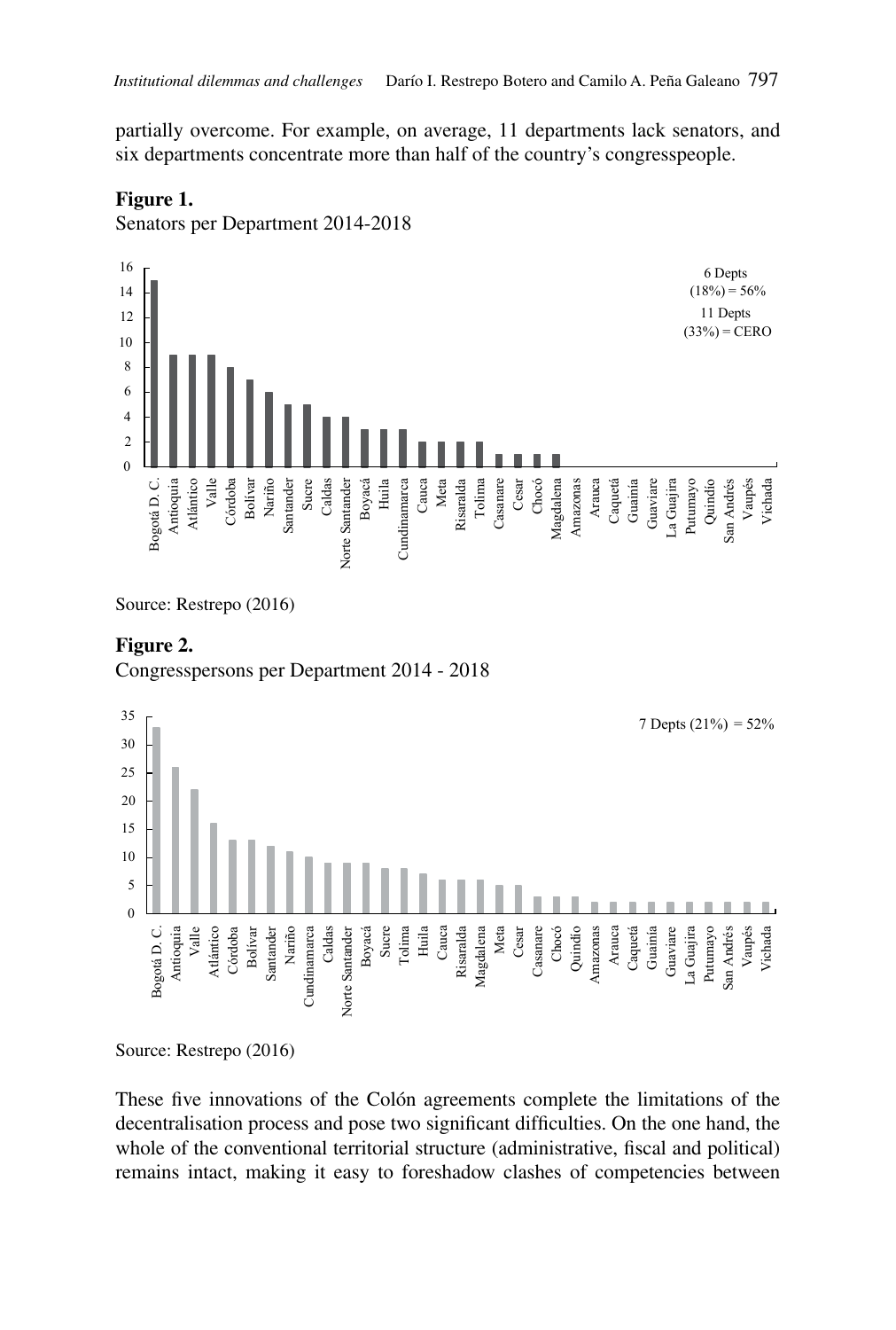partially overcome. For example, on average, 11 departments lack senators, and six departments concentrate more than half of the country's congresspeople.

**Figure 1.**
Senators per Department 2014-2018

Source: Restrepo (2016)

**Figure 2.**
Congresspersons per Department 2014 - 2018

Source: Restrepo (2016)

These five innovations of the Colón agreements complete the limitations of the decentralisation process and pose two significant difficulties. On the one hand, the whole of the conventional territorial structure (administrative, fiscal and political) remains intact, making it easy to foreshadow clashes of competencies between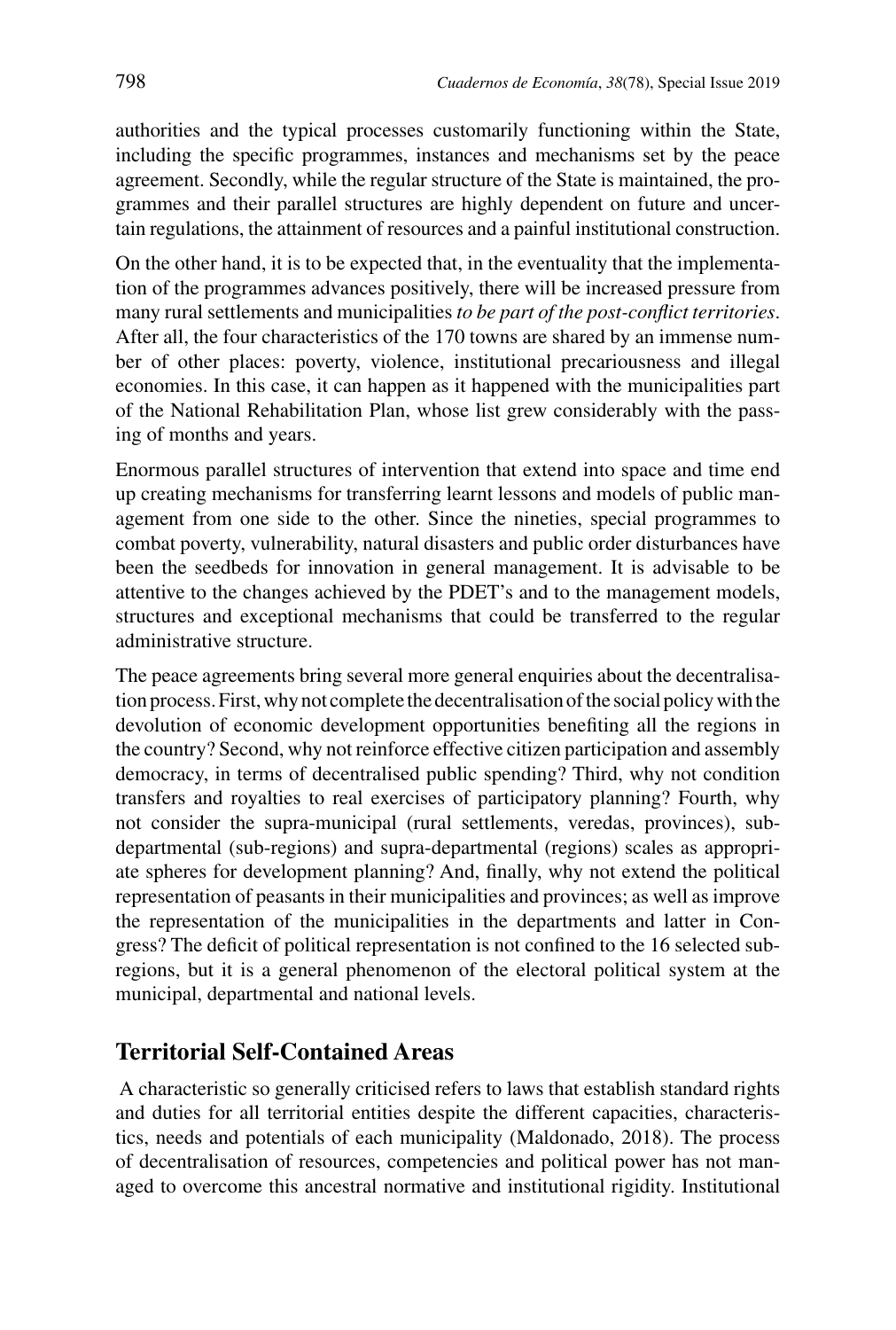authorities and the typical processes customarily functioning within the State, including the specific programmes, instances and mechanisms set by the peace agreement. Secondly, while the regular structure of the State is maintained, the programmes and their parallel structures are highly dependent on future and uncertain regulations, the attainment of resources and a painful institutional construction.

On the other hand, it is to be expected that, in the eventuality that the implementation of the programmes advances positively, there will be increased pressure from many rural settlements and municipalities *to be part of the post-conflict territories*. After all, the four characteristics of the 170 towns are shared by an immense number of other places: poverty, violence, institutional precariousness and illegal economies. In this case, it can happen as it happened with the municipalities part of the National Rehabilitation Plan, whose list grew considerably with the passing of months and years.

Enormous parallel structures of intervention that extend into space and time end up creating mechanisms for transferring learnt lessons and models of public management from one side to the other. Since the nineties, special programmes to combat poverty, vulnerability, natural disasters and public order disturbances have been the seedbeds for innovation in general management. It is advisable to be attentive to the changes achieved by the PDET's and to the management models, structures and exceptional mechanisms that could be transferred to the regular administrative structure.

The peace agreements bring several more general enquiries about the decentralisation process. First, why not complete the decentralisation of the social policy with the devolution of economic development opportunities benefiting all the regions in the country? Second, why not reinforce effective citizen participation and assembly democracy, in terms of decentralised public spending? Third, why not condition transfers and royalties to real exercises of participatory planning? Fourth, why not consider the supra-municipal (rural settlements, veredas, provinces), sub-departmental (sub-regions) and supra-departmental (regions) scales as appropriate spheres for development planning? And, finally, why not extend the political representation of peasants in their municipalities and provinces; as well as improve the representation of the municipalities in the departments and latter in Congress? The deficit of political representation is not confined to the 16 selected sub-regions, but it is a general phenomenon of the electoral political system at the municipal, departmental and national levels.

## Territorial Self-Contained Areas

A characteristic so generally criticised refers to laws that establish standard rights and duties for all territorial entities despite the different capacities, characteristics, needs and potentials of each municipality (Maldonado, 2018). The process of decentralisation of resources, competencies and political power has not managed to overcome this ancestral normative and institutional rigidity. Institutional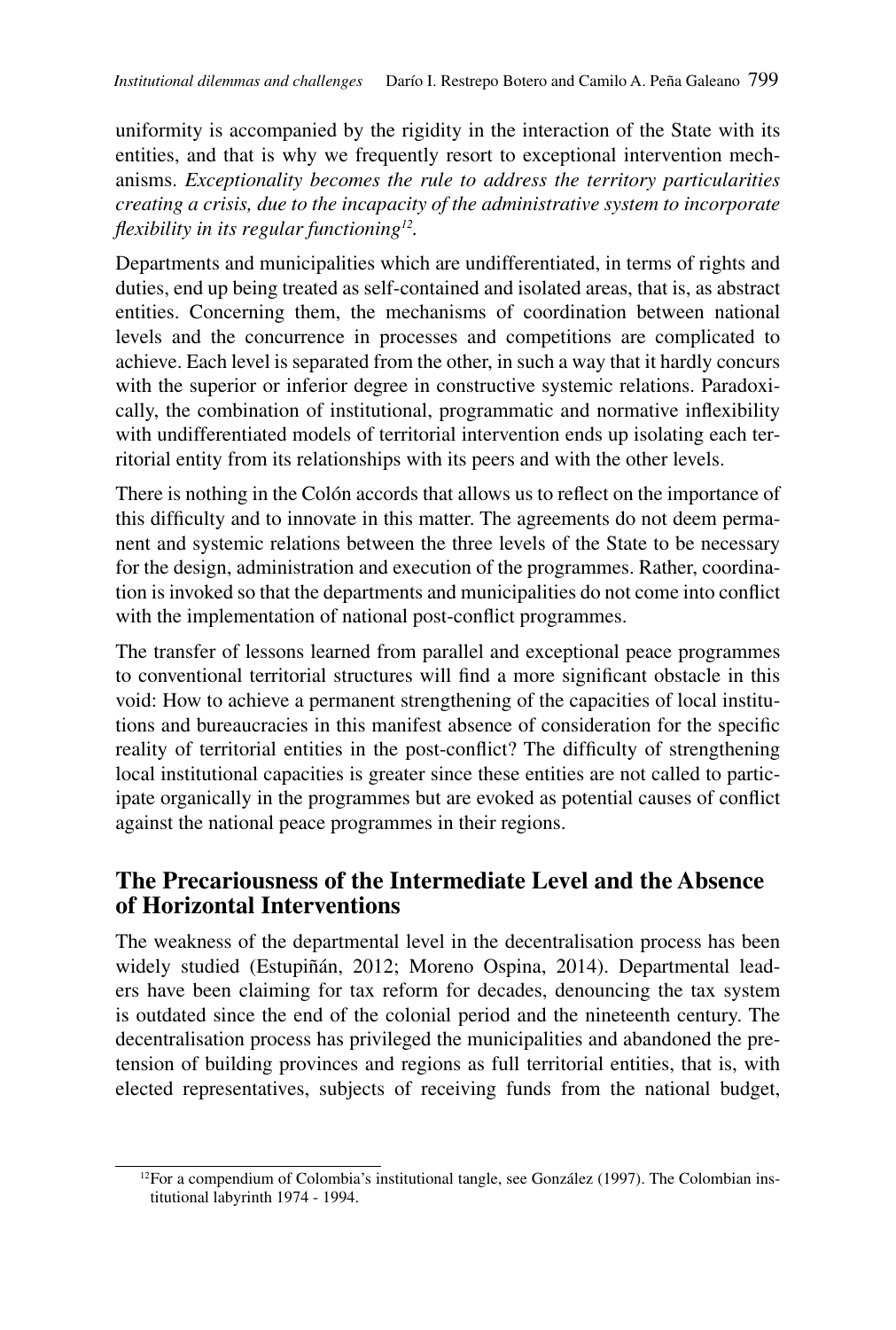uniformity is accompanied by the rigidity in the interaction of the State with its entities, and that is why we frequently resort to exceptional intervention mechanisms. *Exceptionality becomes the rule to address the territory particularities creating a crisis, due to the incapacity of the administrative system to incorporate flexibility in its regular functioning*[12].

Departments and municipalities which are undifferentiated, in terms of rights and duties, end up being treated as self-contained and isolated areas, that is, as abstract entities. Concerning them, the mechanisms of coordination between national levels and the concurrence in processes and competitions are complicated to achieve. Each level is separated from the other, in such a way that it hardly concurs with the superior or inferior degree in constructive systemic relations. Paradoxically, the combination of institutional, programmatic and normative inflexibility with undifferentiated models of territorial intervention ends up isolating each territorial entity from its relationships with its peers and with the other levels.

There is nothing in the Colón accords that allows us to reflect on the importance of this difficulty and to innovate in this matter. The agreements do not deem permanent and systemic relations between the three levels of the State to be necessary for the design, administration and execution of the programmes. Rather, coordination is invoked so that the departments and municipalities do not come into conflict with the implementation of national post-conflict programmes.

The transfer of lessons learned from parallel and exceptional peace programmes to conventional territorial structures will find a more significant obstacle in this void: How to achieve a permanent strengthening of the capacities of local institutions and bureaucracies in this manifest absence of consideration for the specific reality of territorial entities in the post-conflict? The difficulty of strengthening local institutional capacities is greater since these entities are not called to participate organically in the programmes but are evoked as potential causes of conflict against the national peace programmes in their regions.

## The Precariousness of the Intermediate Level and the Absence of Horizontal Interventions

The weakness of the departmental level in the decentralisation process has been widely studied (Estupiñán, 2012; Moreno Ospina, 2014). Departmental leaders have been claiming for tax reform for decades, denouncing the tax system is outdated since the end of the colonial period and the nineteenth century. The decentralisation process has privileged the municipalities and abandoned the pretension of building provinces and regions as full territorial entities, that is, with elected representatives, subjects of receiving funds from the national budget,

---

[12]For a compendium of Colombia's institutional tangle, see González (1997). The Colombian institutional labyrinth 1974 - 1994.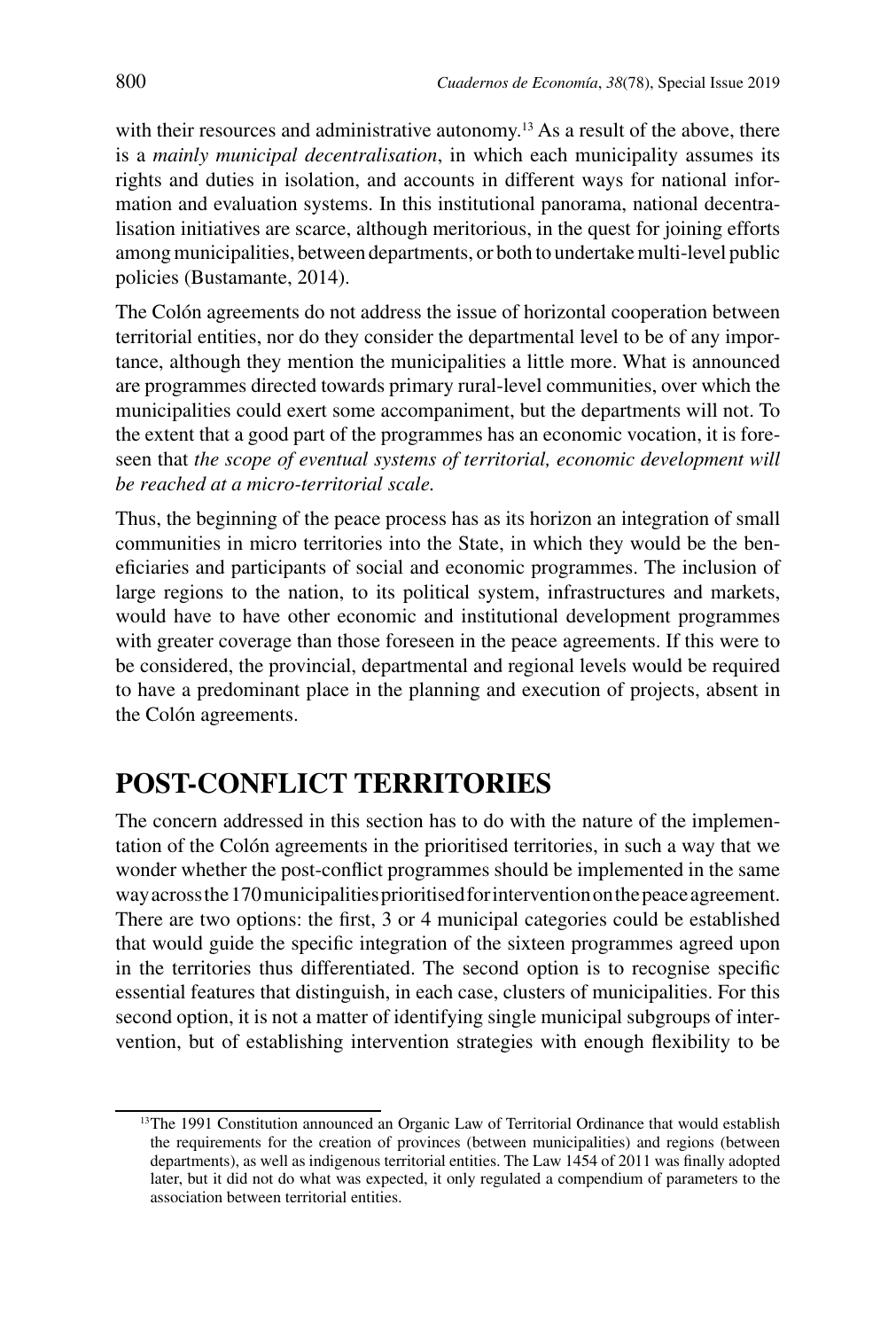with their resources and administrative autonomy.[13] As a result of the above, there is a *mainly municipal decentralisation*, in which each municipality assumes its rights and duties in isolation, and accounts in different ways for national information and evaluation systems. In this institutional panorama, national decentralisation initiatives are scarce, although meritorious, in the quest for joining efforts among municipalities, between departments, or both to undertake multi-level public policies (Bustamante, 2014).

The Colón agreements do not address the issue of horizontal cooperation between territorial entities, nor do they consider the departmental level to be of any importance, although they mention the municipalities a little more. What is announced are programmes directed towards primary rural-level communities, over which the municipalities could exert some accompaniment, but the departments will not. To the extent that a good part of the programmes has an economic vocation, it is foreseen that *the scope of eventual systems of territorial, economic development will be reached at a micro-territorial scale.*

Thus, the beginning of the peace process has as its horizon an integration of small communities in micro territories into the State, in which they would be the beneficiaries and participants of social and economic programmes. The inclusion of large regions to the nation, to its political system, infrastructures and markets, would have to have other economic and institutional development programmes with greater coverage than those foreseen in the peace agreements. If this were to be considered, the provincial, departmental and regional levels would be required to have a predominant place in the planning and execution of projects, absent in the Colón agreements.

## POST-CONFLICT TERRITORIES

The concern addressed in this section has to do with the nature of the implementation of the Colón agreements in the prioritised territories, in such a way that we wonder whether the post-conflict programmes should be implemented in the same way across the 170 municipalities prioritised for intervention on the peace agreement. There are two options: the first, 3 or 4 municipal categories could be established that would guide the specific integration of the sixteen programmes agreed upon in the territories thus differentiated. The second option is to recognise specific essential features that distinguish, in each case, clusters of municipalities. For this second option, it is not a matter of identifying single municipal subgroups of intervention, but of establishing intervention strategies with enough flexibility to be

---

[13] The 1991 Constitution announced an Organic Law of Territorial Ordinance that would establish the requirements for the creation of provinces (between municipalities) and regions (between departments), as well as indigenous territorial entities. The Law 1454 of 2011 was finally adopted later, but it did not do what was expected, it only regulated a compendium of parameters to the association between territorial entities.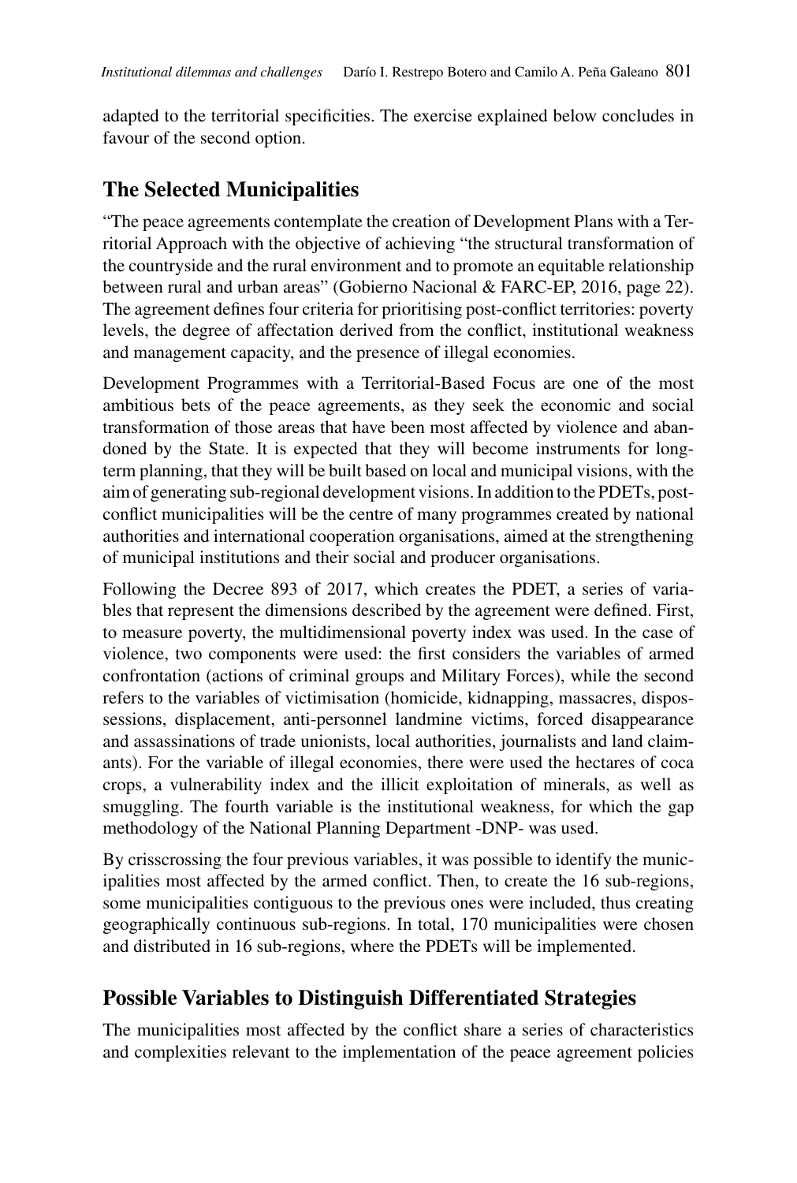adapted to the territorial specificities. The exercise explained below concludes in favour of the second option.

## The Selected Municipalities

"The peace agreements contemplate the creation of Development Plans with a Territorial Approach with the objective of achieving "the structural transformation of the countryside and the rural environment and to promote an equitable relationship between rural and urban areas" (Gobierno Nacional & FARC-EP, 2016, page 22). The agreement defines four criteria for prioritising post-conflict territories: poverty levels, the degree of affectation derived from the conflict, institutional weakness and management capacity, and the presence of illegal economies.

Development Programmes with a Territorial-Based Focus are one of the most ambitious bets of the peace agreements, as they seek the economic and social transformation of those areas that have been most affected by violence and abandoned by the State. It is expected that they will become instruments for long-term planning, that they will be built based on local and municipal visions, with the aim of generating sub-regional development visions. In addition to the PDETs, post-conflict municipalities will be the centre of many programmes created by national authorities and international cooperation organisations, aimed at the strengthening of municipal institutions and their social and producer organisations.

Following the Decree 893 of 2017, which creates the PDET, a series of variables that represent the dimensions described by the agreement were defined. First, to measure poverty, the multidimensional poverty index was used. In the case of violence, two components were used: the first considers the variables of armed confrontation (actions of criminal groups and Military Forces), while the second refers to the variables of victimisation (homicide, kidnapping, massacres, dispossessions, displacement, anti-personnel landmine victims, forced disappearance and assassinations of trade unionists, local authorities, journalists and land claimants). For the variable of illegal economies, there were used the hectares of coca crops, a vulnerability index and the illicit exploitation of minerals, as well as smuggling. The fourth variable is the institutional weakness, for which the gap methodology of the National Planning Department -DNP- was used.

By crisscrossing the four previous variables, it was possible to identify the municipalities most affected by the armed conflict. Then, to create the 16 sub-regions, some municipalities contiguous to the previous ones were included, thus creating geographically continuous sub-regions. In total, 170 municipalities were chosen and distributed in 16 sub-regions, where the PDETs will be implemented.

## Possible Variables to Distinguish Differentiated Strategies

The municipalities most affected by the conflict share a series of characteristics and complexities relevant to the implementation of the peace agreement policies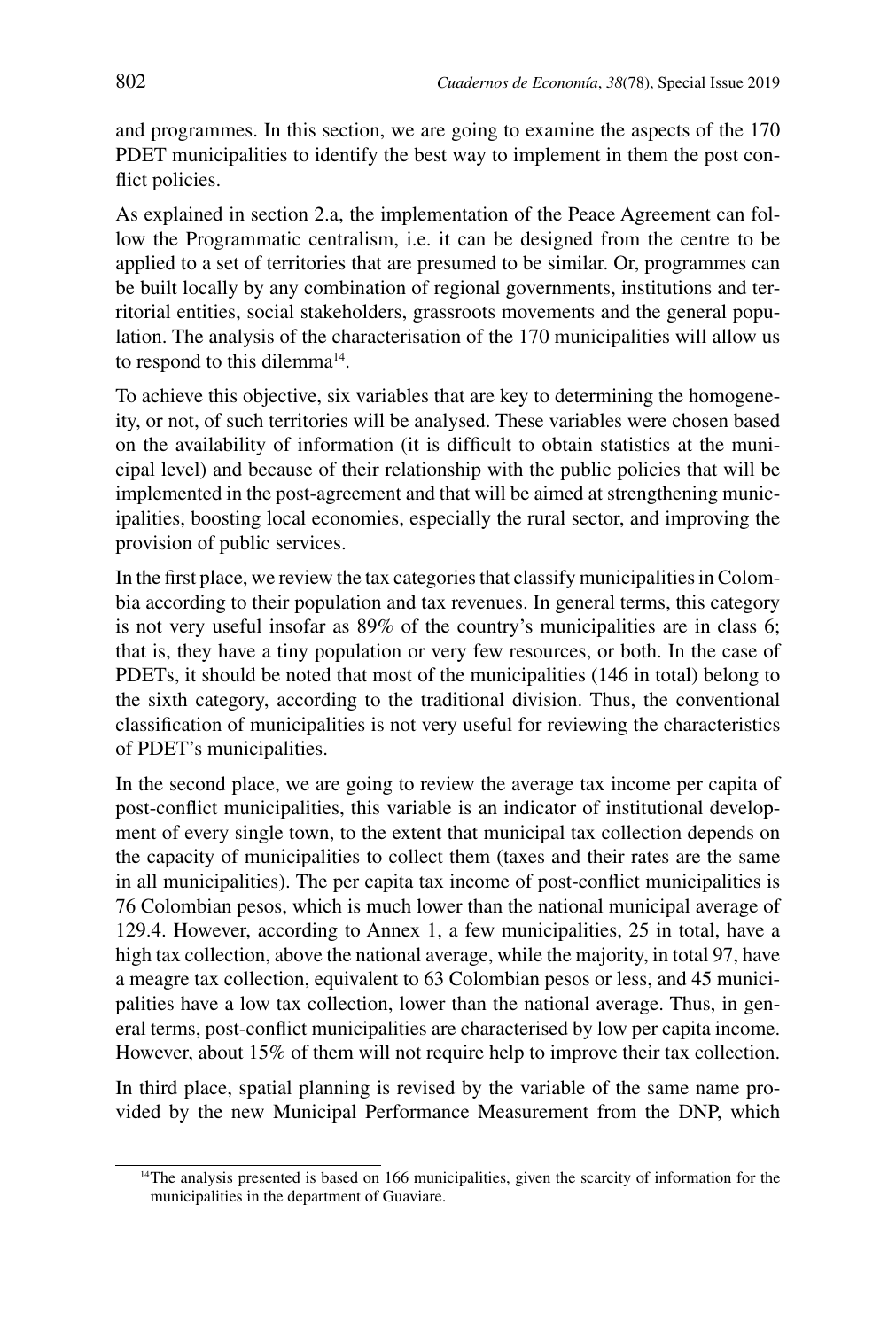and programmes. In this section, we are going to examine the aspects of the 170 PDET municipalities to identify the best way to implement in them the post conflict policies.

As explained in section 2.a, the implementation of the Peace Agreement can follow the Programmatic centralism, i.e. it can be designed from the centre to be applied to a set of territories that are presumed to be similar. Or, programmes can be built locally by any combination of regional governments, institutions and territorial entities, social stakeholders, grassroots movements and the general population. The analysis of the characterisation of the 170 municipalities will allow us to respond to this dilemma[14].

To achieve this objective, six variables that are key to determining the homogeneity, or not, of such territories will be analysed. These variables were chosen based on the availability of information (it is difficult to obtain statistics at the municipal level) and because of their relationship with the public policies that will be implemented in the post-agreement and that will be aimed at strengthening municipalities, boosting local economies, especially the rural sector, and improving the provision of public services.

In the first place, we review the tax categories that classify municipalities in Colombia according to their population and tax revenues. In general terms, this category is not very useful insofar as 89% of the country's municipalities are in class 6; that is, they have a tiny population or very few resources, or both. In the case of PDETs, it should be noted that most of the municipalities (146 in total) belong to the sixth category, according to the traditional division. Thus, the conventional classification of municipalities is not very useful for reviewing the characteristics of PDET's municipalities.

In the second place, we are going to review the average tax income per capita of post-conflict municipalities, this variable is an indicator of institutional development of every single town, to the extent that municipal tax collection depends on the capacity of municipalities to collect them (taxes and their rates are the same in all municipalities). The per capita tax income of post-conflict municipalities is 76 Colombian pesos, which is much lower than the national municipal average of 129.4. However, according to Annex 1, a few municipalities, 25 in total, have a high tax collection, above the national average, while the majority, in total 97, have a meagre tax collection, equivalent to 63 Colombian pesos or less, and 45 municipalities have a low tax collection, lower than the national average. Thus, in general terms, post-conflict municipalities are characterised by low per capita income. However, about 15% of them will not require help to improve their tax collection.

In third place, spatial planning is revised by the variable of the same name provided by the new Municipal Performance Measurement from the DNP, which

[14]The analysis presented is based on 166 municipalities, given the scarcity of information for the municipalities in the department of Guaviare.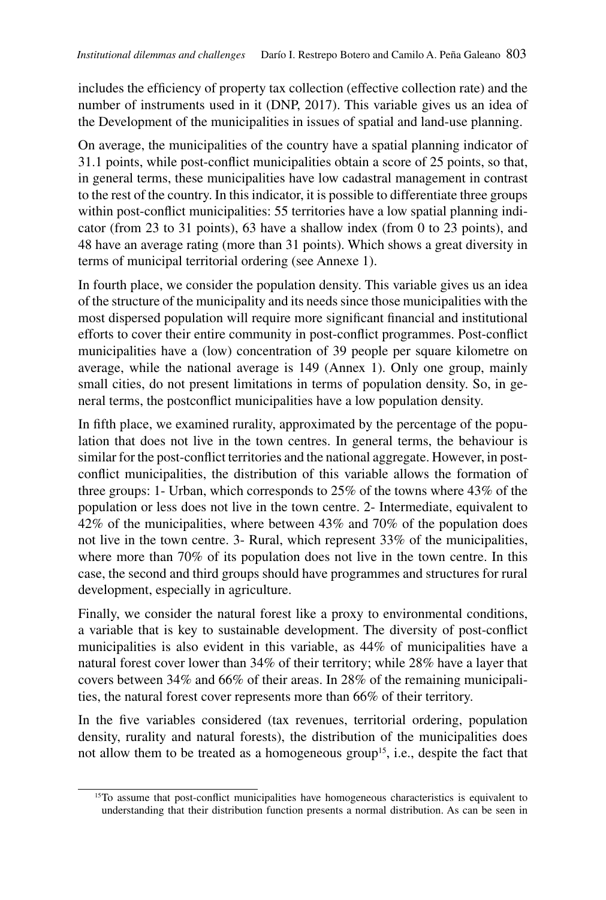includes the efficiency of property tax collection (effective collection rate) and the number of instruments used in it (DNP, 2017). This variable gives us an idea of the Development of the municipalities in issues of spatial and land-use planning.

On average, the municipalities of the country have a spatial planning indicator of 31.1 points, while post-conflict municipalities obtain a score of 25 points, so that, in general terms, these municipalities have low cadastral management in contrast to the rest of the country. In this indicator, it is possible to differentiate three groups within post-conflict municipalities: 55 territories have a low spatial planning indicator (from 23 to 31 points), 63 have a shallow index (from 0 to 23 points), and 48 have an average rating (more than 31 points). Which shows a great diversity in terms of municipal territorial ordering (see Annexe 1).

In fourth place, we consider the population density. This variable gives us an idea of the structure of the municipality and its needs since those municipalities with the most dispersed population will require more significant financial and institutional efforts to cover their entire community in post-conflict programmes. Post-conflict municipalities have a (low) concentration of 39 people per square kilometre on average, while the national average is 149 (Annex 1). Only one group, mainly small cities, do not present limitations in terms of population density. So, in general terms, the postconflict municipalities have a low population density.

In fifth place, we examined rurality, approximated by the percentage of the population that does not live in the town centres. In general terms, the behaviour is similar for the post-conflict territories and the national aggregate. However, in post-conflict municipalities, the distribution of this variable allows the formation of three groups: 1- Urban, which corresponds to 25% of the towns where 43% of the population or less does not live in the town centre. 2- Intermediate, equivalent to 42% of the municipalities, where between 43% and 70% of the population does not live in the town centre. 3- Rural, which represent 33% of the municipalities, where more than 70% of its population does not live in the town centre. In this case, the second and third groups should have programmes and structures for rural development, especially in agriculture.

Finally, we consider the natural forest like a proxy to environmental conditions, a variable that is key to sustainable development. The diversity of post-conflict municipalities is also evident in this variable, as 44% of municipalities have a natural forest cover lower than 34% of their territory; while 28% have a layer that covers between 34% and 66% of their areas. In 28% of the remaining municipalities, the natural forest cover represents more than 66% of their territory.

In the five variables considered (tax revenues, territorial ordering, population density, rurality and natural forests), the distribution of the municipalities does not allow them to be treated as a homogeneous group[15], i.e., despite the fact that

[15] To assume that post-conflict municipalities have homogeneous characteristics is equivalent to understanding that their distribution function presents a normal distribution. As can be seen in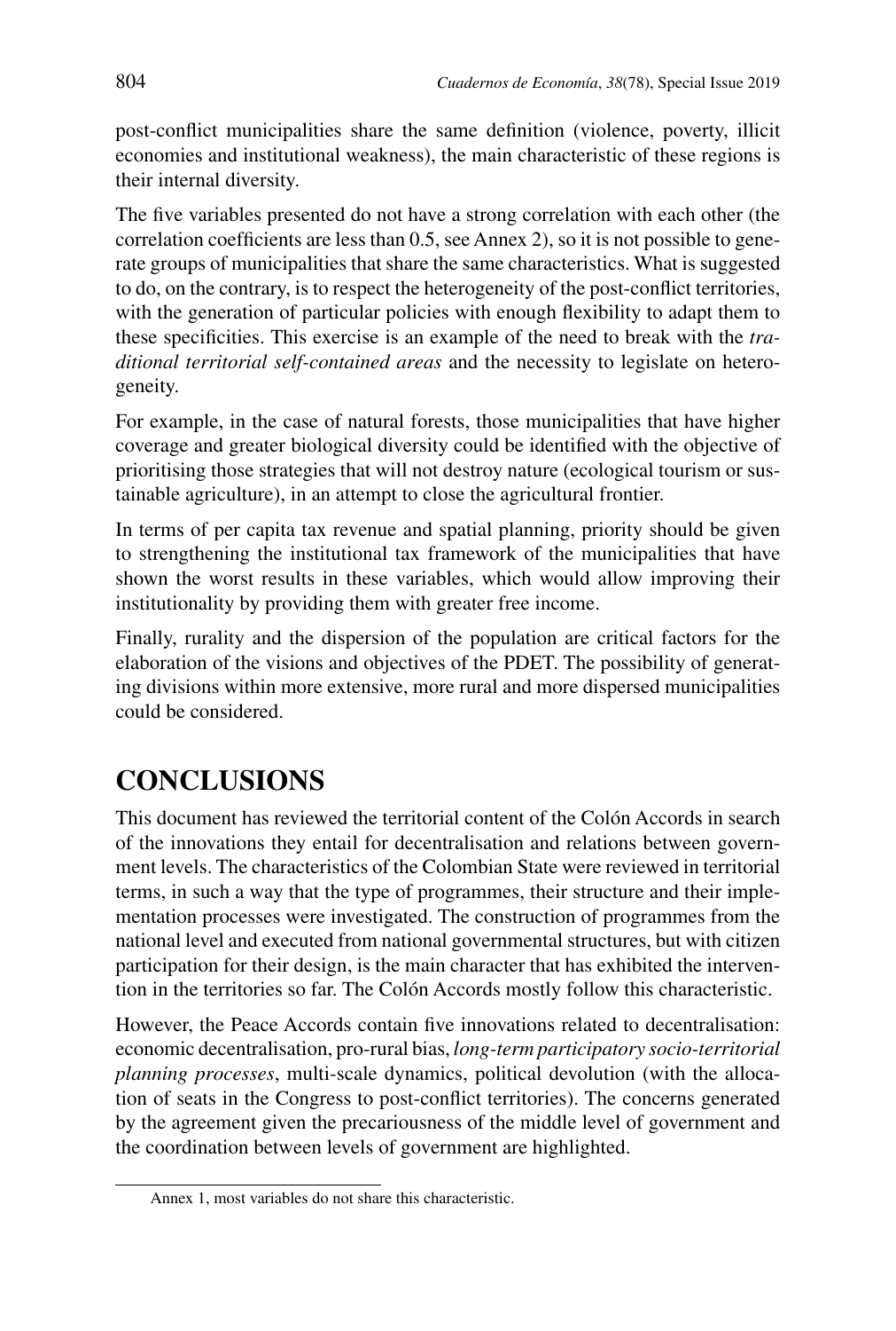post-conflict municipalities share the same definition (violence, poverty, illicit economies and institutional weakness), the main characteristic of these regions is their internal diversity.

The five variables presented do not have a strong correlation with each other (the correlation coefficients are less than 0.5, see Annex 2), so it is not possible to generate groups of municipalities that share the same characteristics. What is suggested to do, on the contrary, is to respect the heterogeneity of the post-conflict territories, with the generation of particular policies with enough flexibility to adapt them to these specificities. This exercise is an example of the need to break with the *traditional territorial self-contained areas* and the necessity to legislate on heterogeneity.

For example, in the case of natural forests, those municipalities that have higher coverage and greater biological diversity could be identified with the objective of prioritising those strategies that will not destroy nature (ecological tourism or sustainable agriculture), in an attempt to close the agricultural frontier.

In terms of per capita tax revenue and spatial planning, priority should be given to strengthening the institutional tax framework of the municipalities that have shown the worst results in these variables, which would allow improving their institutionality by providing them with greater free income.

Finally, rurality and the dispersion of the population are critical factors for the elaboration of the visions and objectives of the PDET. The possibility of generating divisions within more extensive, more rural and more dispersed municipalities could be considered.

## CONCLUSIONS

This document has reviewed the territorial content of the Colón Accords in search of the innovations they entail for decentralisation and relations between government levels. The characteristics of the Colombian State were reviewed in territorial terms, in such a way that the type of programmes, their structure and their implementation processes were investigated. The construction of programmes from the national level and executed from national governmental structures, but with citizen participation for their design, is the main character that has exhibited the intervention in the territories so far. The Colón Accords mostly follow this characteristic.

However, the Peace Accords contain five innovations related to decentralisation: economic decentralisation, pro-rural bias, *long-term participatory socio-territorial planning processes*, multi-scale dynamics, political devolution (with the allocation of seats in the Congress to post-conflict territories). The concerns generated by the agreement given the precariousness of the middle level of government and the coordination between levels of government are highlighted.

---

Annex 1, most variables do not share this characteristic.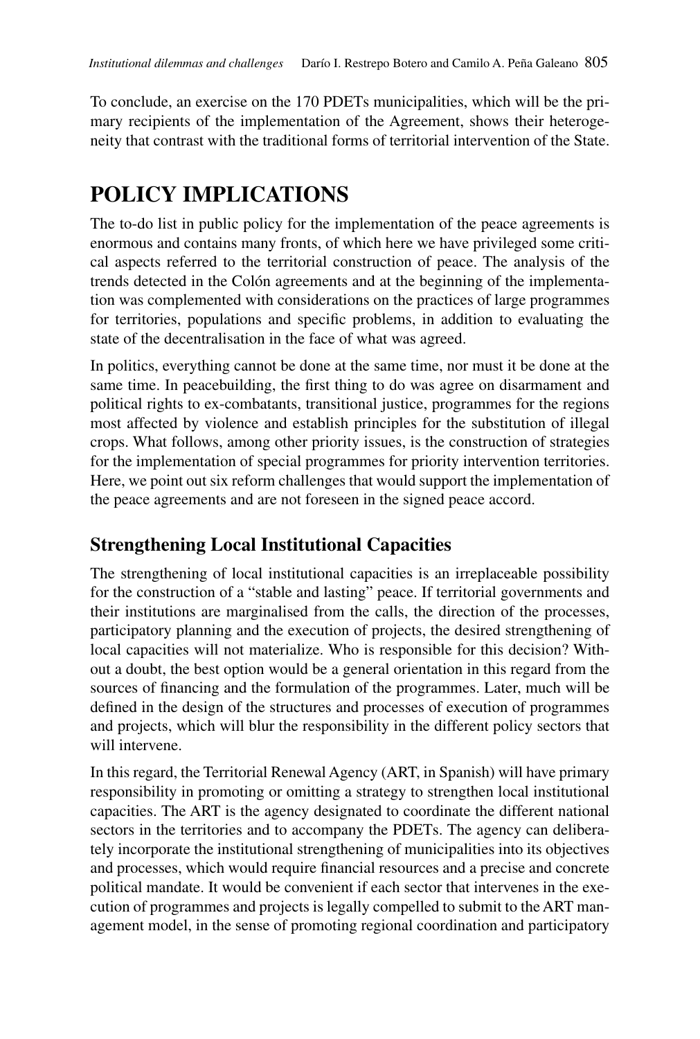To conclude, an exercise on the 170 PDETs municipalities, which will be the primary recipients of the implementation of the Agreement, shows their heterogeneity that contrast with the traditional forms of territorial intervention of the State.

# POLICY IMPLICATIONS

The to-do list in public policy for the implementation of the peace agreements is enormous and contains many fronts, of which here we have privileged some critical aspects referred to the territorial construction of peace. The analysis of the trends detected in the Colón agreements and at the beginning of the implementation was complemented with considerations on the practices of large programmes for territories, populations and specific problems, in addition to evaluating the state of the decentralisation in the face of what was agreed.

In politics, everything cannot be done at the same time, nor must it be done at the same time. In peacebuilding, the first thing to do was agree on disarmament and political rights to ex-combatants, transitional justice, programmes for the regions most affected by violence and establish principles for the substitution of illegal crops. What follows, among other priority issues, is the construction of strategies for the implementation of special programmes for priority intervention territories. Here, we point out six reform challenges that would support the implementation of the peace agreements and are not foreseen in the signed peace accord.

## Strengthening Local Institutional Capacities

The strengthening of local institutional capacities is an irreplaceable possibility for the construction of a "stable and lasting" peace. If territorial governments and their institutions are marginalised from the calls, the direction of the processes, participatory planning and the execution of projects, the desired strengthening of local capacities will not materialize. Who is responsible for this decision? Without a doubt, the best option would be a general orientation in this regard from the sources of financing and the formulation of the programmes. Later, much will be defined in the design of the structures and processes of execution of programmes and projects, which will blur the responsibility in the different policy sectors that will intervene.

In this regard, the Territorial Renewal Agency (ART, in Spanish) will have primary responsibility in promoting or omitting a strategy to strengthen local institutional capacities. The ART is the agency designated to coordinate the different national sectors in the territories and to accompany the PDETs. The agency can deliberately incorporate the institutional strengthening of municipalities into its objectives and processes, which would require financial resources and a precise and concrete political mandate. It would be convenient if each sector that intervenes in the execution of programmes and projects is legally compelled to submit to the ART management model, in the sense of promoting regional coordination and participatory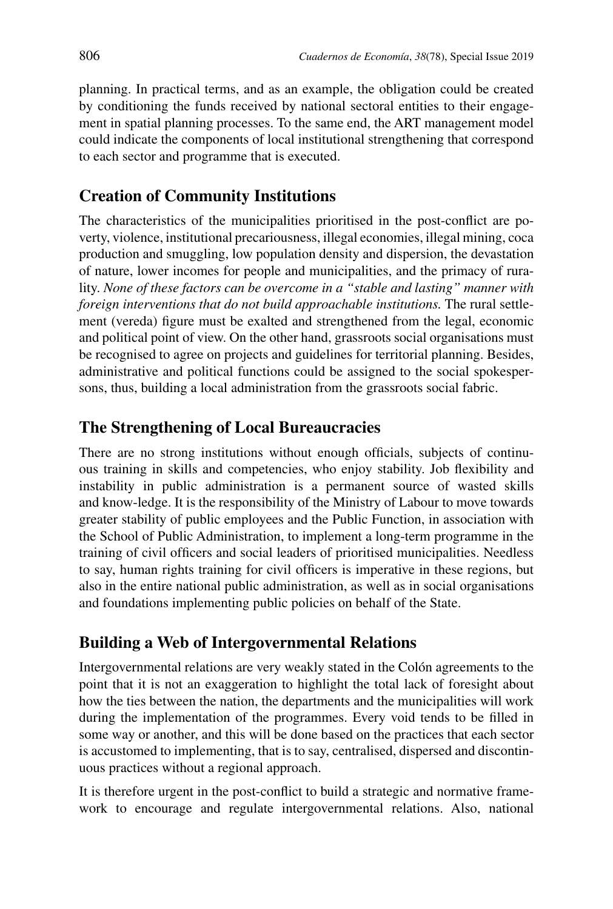planning. In practical terms, and as an example, the obligation could be created by conditioning the funds received by national sectoral entities to their engagement in spatial planning processes. To the same end, the ART management model could indicate the components of local institutional strengthening that correspond to each sector and programme that is executed.

## Creation of Community Institutions

The characteristics of the municipalities prioritised in the post-conflict are poverty, violence, institutional precariousness, illegal economies, illegal mining, coca production and smuggling, low population density and dispersion, the devastation of nature, lower incomes for people and municipalities, and the primacy of rurality. *None of these factors can be overcome in a "stable and lasting" manner with foreign interventions that do not build approachable institutions.* The rural settlement (vereda) figure must be exalted and strengthened from the legal, economic and political point of view. On the other hand, grassroots social organisations must be recognised to agree on projects and guidelines for territorial planning. Besides, administrative and political functions could be assigned to the social spokespersons, thus, building a local administration from the grassroots social fabric.

## The Strengthening of Local Bureaucracies

There are no strong institutions without enough officials, subjects of continuous training in skills and competencies, who enjoy stability. Job flexibility and instability in public administration is a permanent source of wasted skills and know-ledge. It is the responsibility of the Ministry of Labour to move towards greater stability of public employees and the Public Function, in association with the School of Public Administration, to implement a long-term programme in the training of civil officers and social leaders of prioritised municipalities. Needless to say, human rights training for civil officers is imperative in these regions, but also in the entire national public administration, as well as in social organisations and foundations implementing public policies on behalf of the State.

## Building a Web of Intergovernmental Relations

Intergovernmental relations are very weakly stated in the Colón agreements to the point that it is not an exaggeration to highlight the total lack of foresight about how the ties between the nation, the departments and the municipalities will work during the implementation of the programmes. Every void tends to be filled in some way or another, and this will be done based on the practices that each sector is accustomed to implementing, that is to say, centralised, dispersed and discontinuous practices without a regional approach.

It is therefore urgent in the post-conflict to build a strategic and normative framework to encourage and regulate intergovernmental relations. Also, national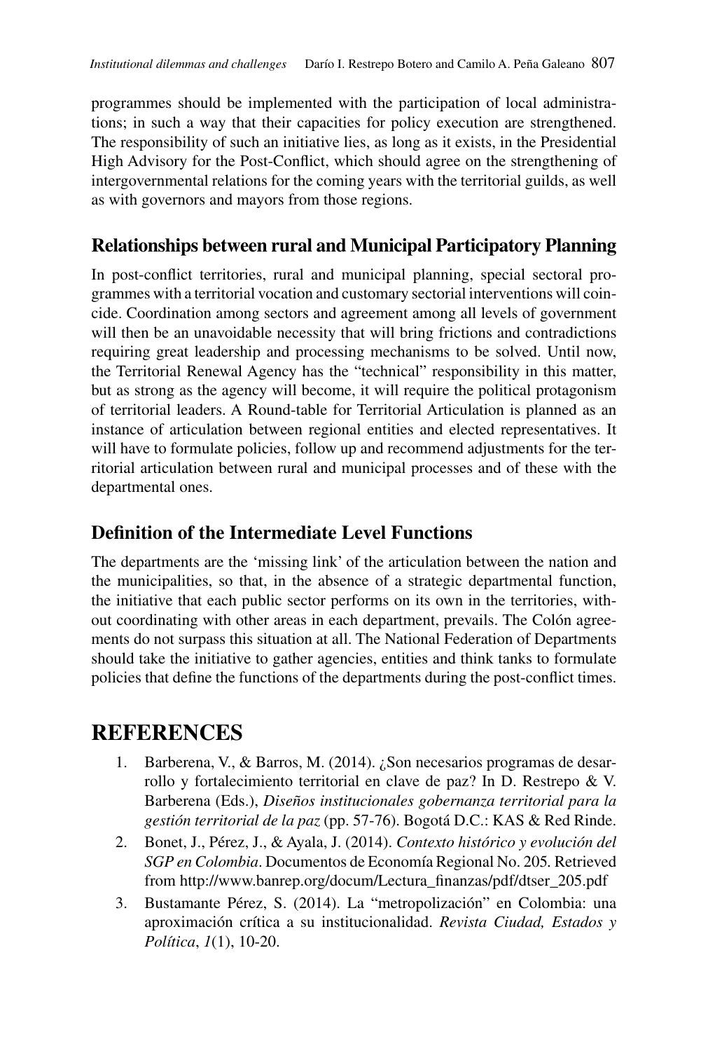programmes should be implemented with the participation of local administrations; in such a way that their capacities for policy execution are strengthened. The responsibility of such an initiative lies, as long as it exists, in the Presidential High Advisory for the Post-Conflict, which should agree on the strengthening of intergovernmental relations for the coming years with the territorial guilds, as well as with governors and mayors from those regions.

### Relationships between rural and Municipal Participatory Planning

In post-conflict territories, rural and municipal planning, special sectoral programmes with a territorial vocation and customary sectorial interventions will coincide. Coordination among sectors and agreement among all levels of government will then be an unavoidable necessity that will bring frictions and contradictions requiring great leadership and processing mechanisms to be solved. Until now, the Territorial Renewal Agency has the "technical" responsibility in this matter, but as strong as the agency will become, it will require the political protagonism of territorial leaders. A Round-table for Territorial Articulation is planned as an instance of articulation between regional entities and elected representatives. It will have to formulate policies, follow up and recommend adjustments for the territorial articulation between rural and municipal processes and of these with the departmental ones.

### Definition of the Intermediate Level Functions

The departments are the 'missing link' of the articulation between the nation and the municipalities, so that, in the absence of a strategic departmental function, the initiative that each public sector performs on its own in the territories, without coordinating with other areas in each department, prevails. The Colón agreements do not surpass this situation at all. The National Federation of Departments should take the initiative to gather agencies, entities and think tanks to formulate policies that define the functions of the departments during the post-conflict times.

## REFERENCES

1. Barberena, V., & Barros, M. (2014). ¿Son necesarios programas de desarrollo y fortalecimiento territorial en clave de paz? In D. Restrepo & V. Barberena (Eds.), *Diseños institucionales gobernanza territorial para la gestión territorial de la paz* (pp. 57-76). Bogotá D.C.: KAS & Red Rinde.
2. Bonet, J., Pérez, J., & Ayala, J. (2014). *Contexto histórico y evolución del SGP en Colombia*. Documentos de Economía Regional No. 205. Retrieved from http://www.banrep.org/docum/Lectura_finanzas/pdf/dtser_205.pdf
3. Bustamante Pérez, S. (2014). La "metropolización" en Colombia: una aproximación crítica a su institucionalidad. *Revista Ciudad, Estados y Política*, *1*(1), 10-20.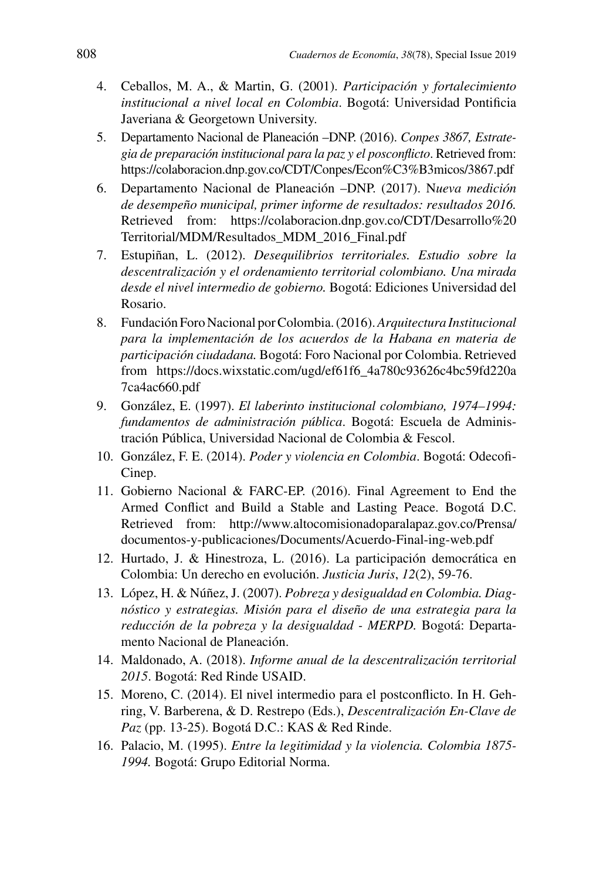4. Ceballos, M. A., & Martin, G. (2001). *Participación y fortalecimiento institucional a nivel local en Colombia*. Bogotá: Universidad Pontificia Javeriana & Georgetown University.
5. Departamento Nacional de Planeación –DNP. (2016). *Conpes 3867, Estrategia de preparación institucional para la paz y el posconflicto*. Retrieved from: https://colaboracion.dnp.gov.co/CDT/Conpes/Econ%C3%B3micos/3867.pdf
6. Departamento Nacional de Planeación –DNP. (2017). N*ueva medición de desempeño municipal, primer informe de resultados: resultados 2016.* Retrieved from: https://colaboracion.dnp.gov.co/CDT/Desarrollo%20 Territorial/MDM/Resultados_MDM_2016_Final.pdf
7. Estupiñan, L. (2012). *Desequilibrios territoriales. Estudio sobre la descentralización y el ordenamiento territorial colombiano. Una mirada desde el nivel intermedio de gobierno.* Bogotá: Ediciones Universidad del Rosario.
8. Fundación Foro Nacional por Colombia. (2016). *Arquitectura Institucional para la implementación de los acuerdos de la Habana en materia de participación ciudadana.* Bogotá: Foro Nacional por Colombia. Retrieved from https://docs.wixstatic.com/ugd/ef61f6_4a780c93626c4bc59fd220a7ca4ac660.pdf
9. González, E. (1997). *El laberinto institucional colombiano, 1974–1994: fundamentos de administración pública*. Bogotá: Escuela de Administración Pública, Universidad Nacional de Colombia & Fescol.
10. González, F. E. (2014). *Poder y violencia en Colombia*. Bogotá: Odecofi-Cinep.
11. Gobierno Nacional & FARC-EP. (2016). Final Agreement to End the Armed Conflict and Build a Stable and Lasting Peace. Bogotá D.C. Retrieved from: http://www.altocomisionadoparalapaz.gov.co/Prensa/documentos-y-publicaciones/Documents/Acuerdo-Final-ing-web.pdf
12. Hurtado, J. & Hinestroza, L. (2016). La participación democrática en Colombia: Un derecho en evolución. *Justicia Juris*, *12*(2), 59-76.
13. López, H. & Núñez, J. (2007). *Pobreza y desigualdad en Colombia. Diagnóstico y estrategias. Misión para el diseño de una estrategia para la reducción de la pobreza y la desigualdad - MERPD.* Bogotá: Departamento Nacional de Planeación.
14. Maldonado, A. (2018). *Informe anual de la descentralización territorial 2015*. Bogotá: Red Rinde USAID.
15. Moreno, C. (2014). El nivel intermedio para el postconflicto. In H. Gehring, V. Barberena, & D. Restrepo (Eds.), *Descentralización En-Clave de Paz* (pp. 13-25). Bogotá D.C.: KAS & Red Rinde.
16. Palacio, M. (1995). *Entre la legitimidad y la violencia. Colombia 1875-1994.* Bogotá: Grupo Editorial Norma.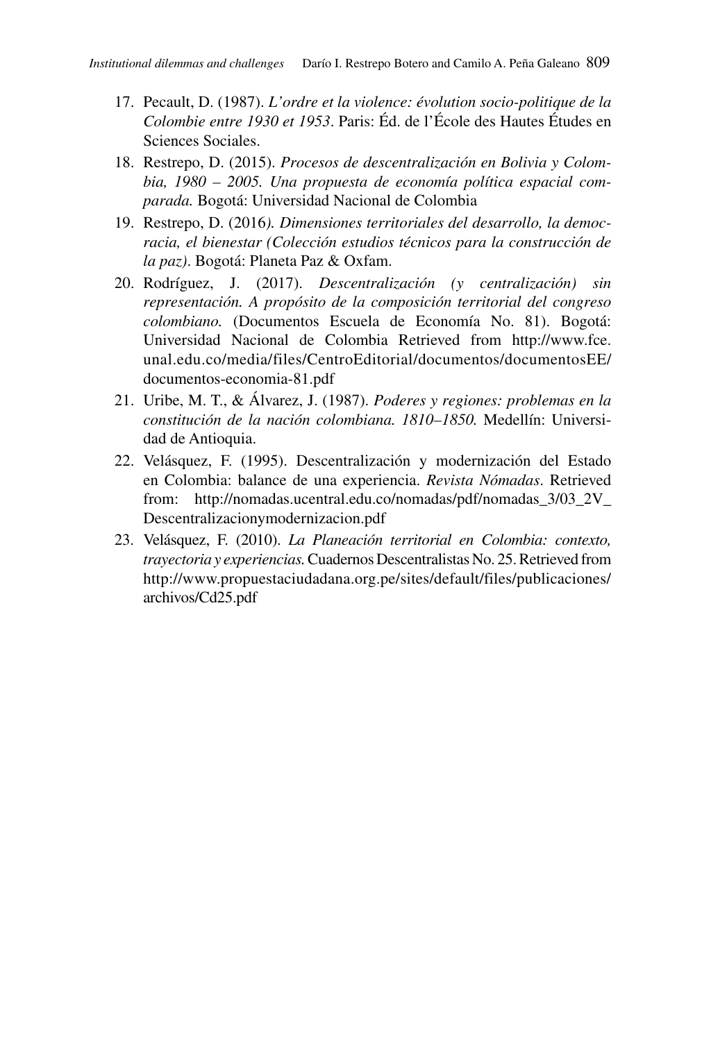17. Pecault, D. (1987). *L'ordre et la violence: évolution socio-politique de la Colombie entre 1930 et 1953*. Paris: Éd. de l'École des Hautes Études en Sciences Sociales.
18. Restrepo, D. (2015). *Procesos de descentralización en Bolivia y Colombia, 1980 – 2005. Una propuesta de economía política espacial comparada.* Bogotá: Universidad Nacional de Colombia
19. Restrepo, D. (2016*). Dimensiones territoriales del desarrollo, la democracia, el bienestar (Colección estudios técnicos para la construcción de la paz)*. Bogotá: Planeta Paz & Oxfam.
20. Rodríguez, J. (2017). *Descentralización (y centralización) sin representación. A propósito de la composición territorial del congreso colombiano.* (Documentos Escuela de Economía No. 81). Bogotá: Universidad Nacional de Colombia Retrieved from http://www.fce.unal.edu.co/media/files/CentroEditorial/documentos/documentosEE/documentos-economia-81.pdf
21. Uribe, M. T., & Álvarez, J. (1987). *Poderes y regiones: problemas en la constitución de la nación colombiana. 1810–1850.* Medellín: Universidad de Antioquia.
22. Velásquez, F. (1995). Descentralización y modernización del Estado en Colombia: balance de una experiencia. *Revista Nómadas*. Retrieved from: http://nomadas.ucentral.edu.co/nomadas/pdf/nomadas_3/03_2V_Descentralizacionymodernizacion.pdf
23. Velásquez, F. (2010). *La Planeación territorial en Colombia: contexto, trayectoria y experiencias.* Cuadernos Descentralistas No. 25. Retrieved from http://www.propuestaciudadana.org.pe/sites/default/files/publicaciones/archivos/Cd25.pdf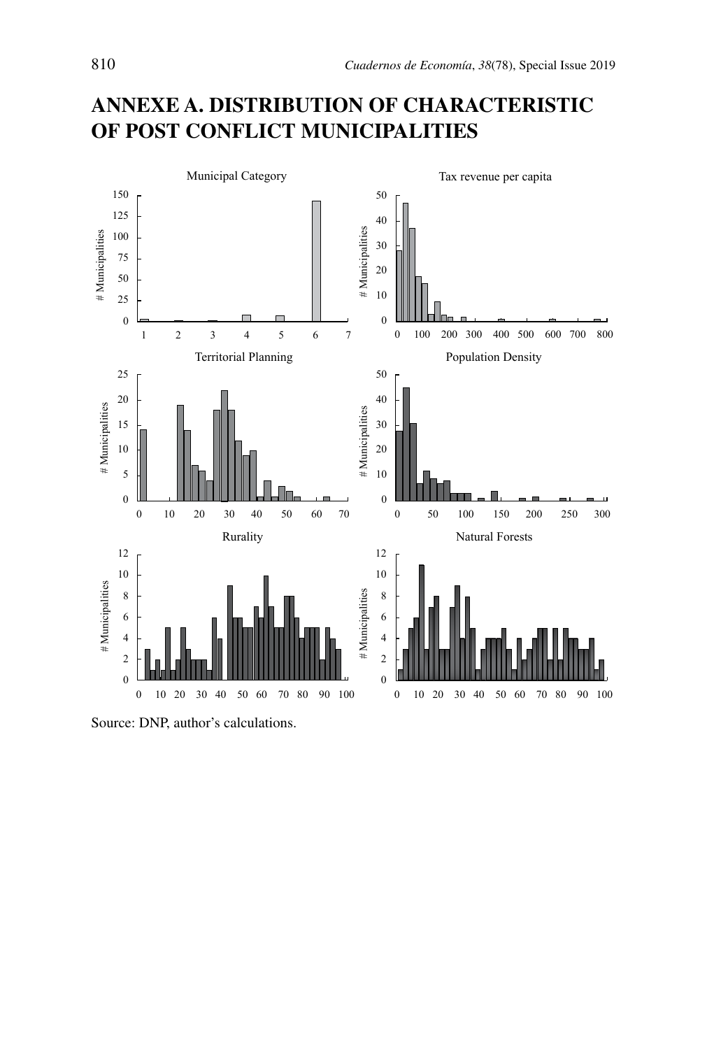# ANNEXE A. DISTRIBUTION OF CHARACTERISTIC OF POST CONFLICT MUNICIPALITIES

Source: DNP, author's calculations.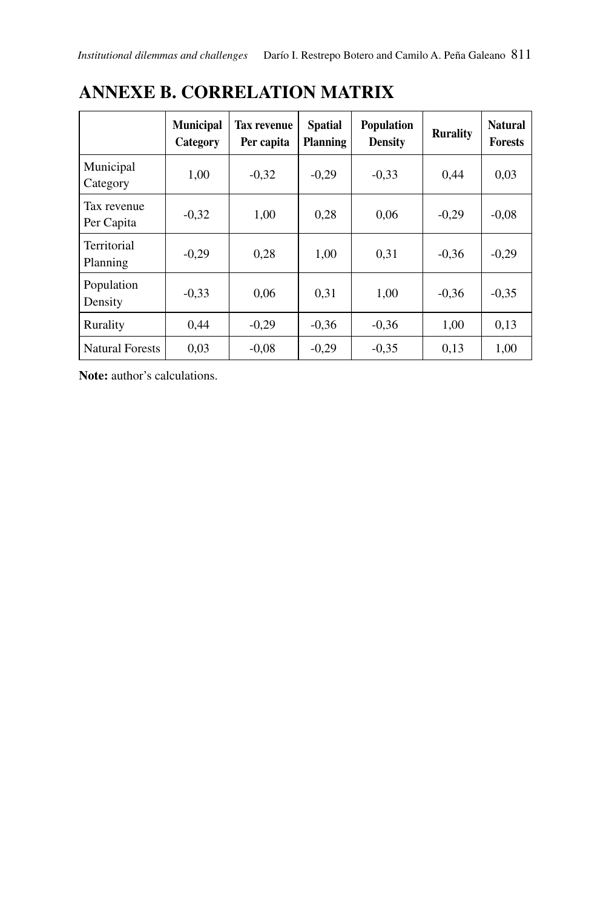## ANNEXE B. CORRELATION MATRIX

| | Municipal Category | Tax revenue Per capita | Spatial Planning | Population Density | Rurality | Natural Forests |
|---|---|---|---|---|---|---|
| Municipal Category | 1,00 | -0,32 | -0,29 | -0,33 | 0,44 | 0,03 |
| Tax revenue Per Capita | -0,32 | 1,00 | 0,28 | 0,06 | -0,29 | -0,08 |
| Territorial Planning | -0,29 | 0,28 | 1,00 | 0,31 | -0,36 | -0,29 |
| Population Density | -0,33 | 0,06 | 0,31 | 1,00 | -0,36 | -0,35 |
| Rurality | 0,44 | -0,29 | -0,36 | -0,36 | 1,00 | 0,13 |
| Natural Forests | 0,03 | -0,08 | -0,29 | -0,35 | 0,13 | 1,00 |

**Note:** author's calculations.